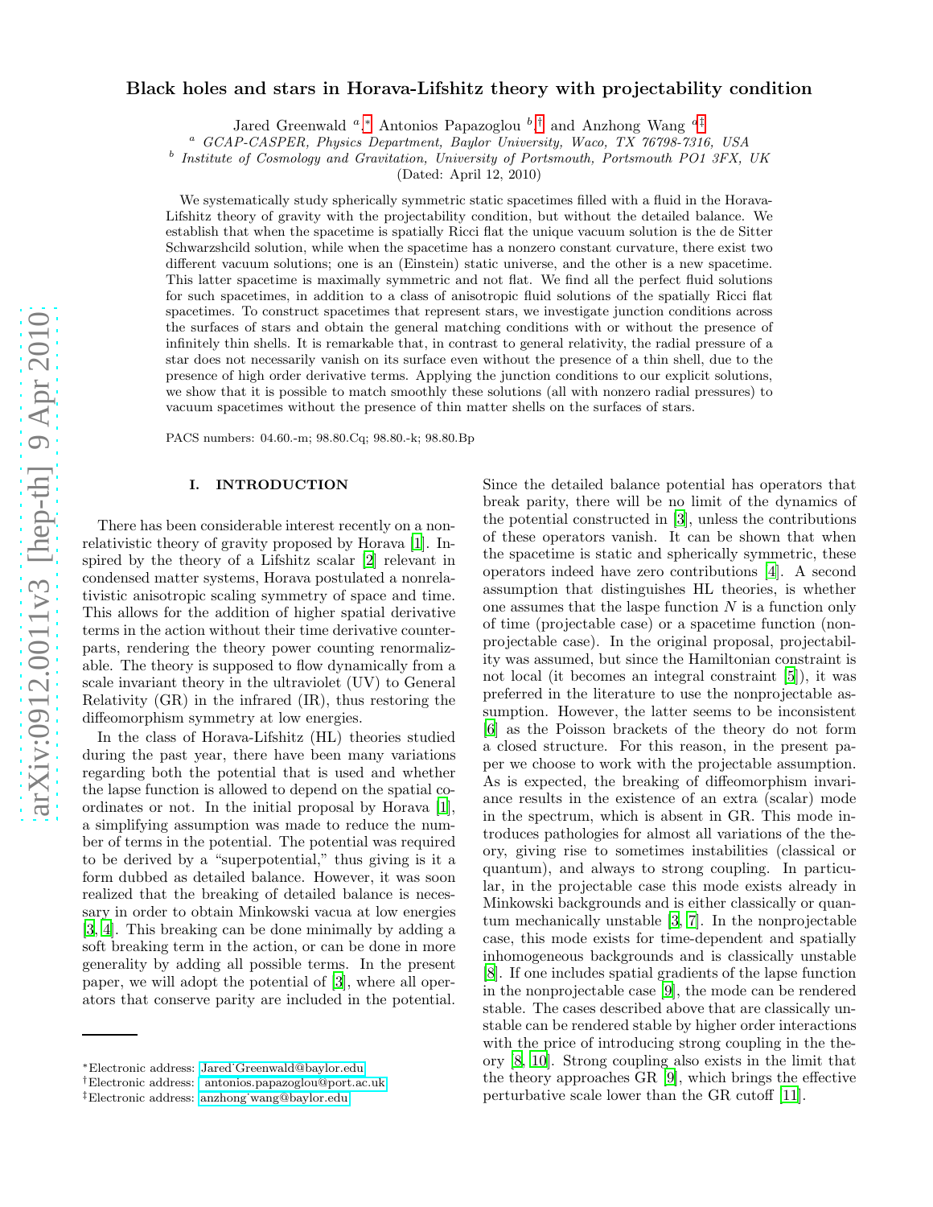# Black holes and stars in Horava-Lifshitz theory with projectability condition

Jared Greenwald [a,*], Antonios Papazoglou [b,†] and Anzhong Wang [a,‡]

[a] GCAP-CASPER, Physics Department, Baylor University, Waco, TX 76798-7316, USA

[b] Institute of Cosmology and Gravitation, University of Portsmouth, Portsmouth PO1 3FX, UK

(Dated: April 12, 2010)

We systematically study spherically symmetric static spacetimes filled with a fluid in the Horava-Lifshitz theory of gravity with the projectability condition, but without the detailed balance. We establish that when the spacetime is spatially Ricci flat the unique vacuum solution is the de Sitter Schwarzshcild solution, while when the spacetime has a nonzero constant curvature, there exist two different vacuum solutions; one is an (Einstein) static universe, and the other is a new spacetime. This latter spacetime is maximally symmetric and not flat. We find all the perfect fluid solutions for such spacetimes, in addition to a class of anisotropic fluid solutions of the spatially Ricci flat spacetimes. To construct spacetimes that represent stars, we investigate junction conditions across the surfaces of stars and obtain the general matching conditions with or without the presence of infinitely thin shells. It is remarkable that, in contrast to general relativity, the radial pressure of a star does not necessarily vanish on its surface even without the presence of a thin shell, due to the presence of high order derivative terms. Applying the junction conditions to our explicit solutions, we show that it is possible to match smoothly these solutions (all with nonzero radial pressures) to vacuum spacetimes without the presence of thin matter shells on the surfaces of stars.

PACS numbers: 04.60.-m; 98.80.Cq; 98.80.-k; 98.80.Bp

## I. INTRODUCTION

There has been considerable interest recently on a nonrelativistic theory of gravity proposed by Horava [1]. Inspired by the theory of a Lifshitz scalar [2] relevant in condensed matter systems, Horava postulated a nonrelativistic anisotropic scaling symmetry of space and time. This allows for the addition of higher spatial derivative terms in the action without their time derivative counterparts, rendering the theory power counting renormalizable. The theory is supposed to flow dynamically from a scale invariant theory in the ultraviolet (UV) to General Relativity (GR) in the infrared (IR), thus restoring the diffeomorphism symmetry at low energies.

In the class of Horava-Lifshitz (HL) theories studied during the past year, there have been many variations regarding both the potential that is used and whether the lapse function is allowed to depend on the spatial coordinates or not. In the initial proposal by Horava [1], a simplifying assumption was made to reduce the number of terms in the potential. The potential was required to be derived by a "superpotential," thus giving is it a form dubbed as detailed balance. However, it was soon realized that the breaking of detailed balance is necessary in order to obtain Minkowski vacua at low energies [3, 4]. This breaking can be done minimally by adding a soft breaking term in the action, or can be done in more generality by adding all possible terms. In the present paper, we will adopt the potential of [3], where all operators that conserve parity are included in the potential. Since the detailed balance potential has operators that break parity, there will be no limit of the dynamics of the potential constructed in [3], unless the contributions of these operators vanish. It can be shown that when the spacetime is static and spherically symmetric, these operators indeed have zero contributions [4]. A second assumption that distinguishes HL theories, is whether one assumes that the laspe function $N$ is a function only of time (projectable case) or a spacetime function (nonprojectable case). In the original proposal, projectability was assumed, but since the Hamiltonian constraint is not local (it becomes an integral constraint [5]), it was preferred in the literature to use the nonprojectable assumption. However, the latter seems to be inconsistent [6] as the Poisson brackets of the theory do not form a closed structure. For this reason, in the present paper we choose to work with the projectable assumption. As is expected, the breaking of diffeomorphism invariance results in the existence of an extra (scalar) mode in the spectrum, which is absent in GR. This mode introduces pathologies for almost all variations of the theory, giving rise to sometimes instabilities (classical or quantum), and always to strong coupling. In particular, in the projectable case this mode exists already in Minkowski backgrounds and is either classically or quantum mechanically unstable [3, 7]. In the nonprojectable case, this mode exists for time-dependent and spatially inhomogeneous backgrounds and is classically unstable [8]. If one includes spatial gradients of the lapse function in the nonprojectable case [9], the mode can be rendered stable. The cases described above that are classically unstable can be rendered stable by higher order interactions with the price of introducing strong coupling in the theory [8, 10]. Strong coupling also exists in the limit that the theory approaches GR [9], which brings the effective perturbative scale lower than the GR cutoff [11].

*Electronic address: Jared˙Greenwald@baylor.edu

†Electronic address: antonios.papazoglou@port.ac.uk

‡Electronic address: anzhong˙wang@baylor.edu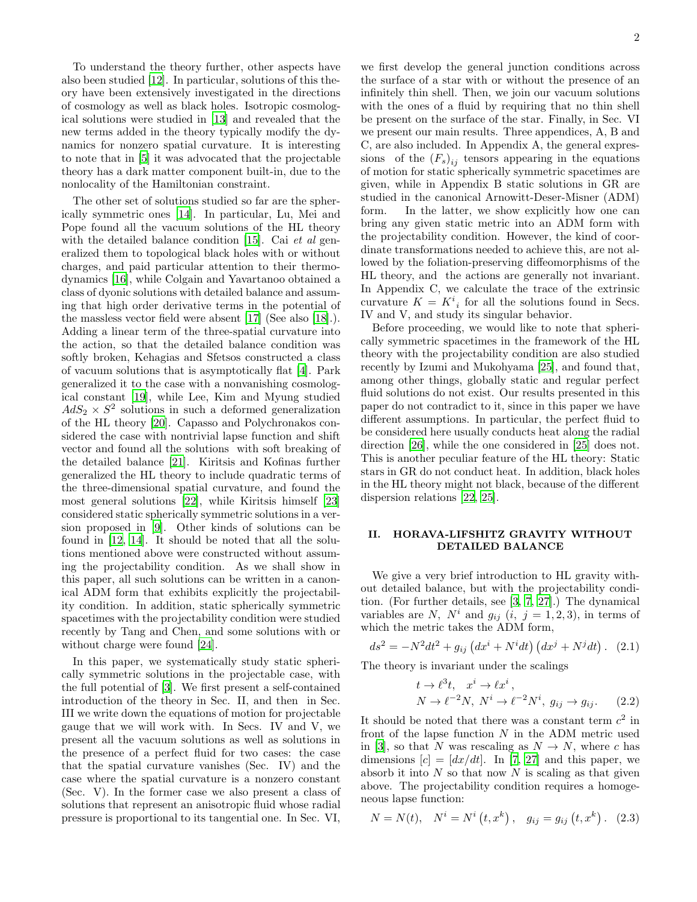To understand the theory further, other aspects have also been studied [12]. In particular, solutions of this theory have been extensively investigated in the directions of cosmology as well as black holes. Isotropic cosmological solutions were studied in [13] and revealed that the new terms added in the theory typically modify the dynamics for nonzero spatial curvature. It is interesting to note that in [5] it was advocated that the projectable theory has a dark matter component built-in, due to the nonlocality of the Hamiltonian constraint.

The other set of solutions studied so far are the spherically symmetric ones [14]. In particular, Lu, Mei and Pope found all the vacuum solutions of the HL theory with the detailed balance condition [15]. Cai *et al* generalized them to topological black holes with or without charges, and paid particular attention to their thermodynamics [16], while Colgain and Yavartanoo obtained a class of dyonic solutions with detailed balance and assuming that high order derivative terms in the potential of the massless vector field were absent [17] (See also [18].). Adding a linear term of the three-spatial curvature into the action, so that the detailed balance condition was softly broken, Kehagias and Sfetsos constructed a class of vacuum solutions that is asymptotically flat [4]. Park generalized it to the case with a nonvanishing cosmological constant [19], while Lee, Kim and Myung studied $AdS_2 \times S^2$ solutions in such a deformed generalization of the HL theory [20]. Capasso and Polychronakos considered the case with nontrivial lapse function and shift vector and found all the solutions with soft breaking of the detailed balance [21]. Kiritsis and Kofinas further generalized the HL theory to include quadratic terms of the three-dimensional spatial curvature, and found the most general solutions [22], while Kiritsis himself [23] considered static spherically symmetric solutions in a version proposed in [9]. Other kinds of solutions can be found in [12, 14]. It should be noted that all the solutions mentioned above were constructed without assuming the projectability condition. As we shall show in this paper, all such solutions can be written in a canonical ADM form that exhibits explicitly the projectability condition. In addition, static spherically symmetric spacetimes with the projectability condition were studied recently by Tang and Chen, and some solutions with or without charge were found [24].

In this paper, we systematically study static spherically symmetric solutions in the projectable case, with the full potential of [3]. We first present a self-contained introduction of the theory in Sec. II, and then in Sec. III we write down the equations of motion for projectable gauge that we will work with. In Secs. IV and V, we present all the vacuum solutions as well as solutions in the presence of a perfect fluid for two cases: the case that the spatial curvature vanishes (Sec. IV) and the case where the spatial curvature is a nonzero constant (Sec. V). In the former case we also present a class of solutions that represent an anisotropic fluid whose radial pressure is proportional to its tangential one. In Sec. VI, we first develop the general junction conditions across the surface of a star with or without the presence of an infinitely thin shell. Then, we join our vacuum solutions with the ones of a fluid by requiring that no thin shell be present on the surface of the star. Finally, in Sec. VI we present our main results. Three appendices, A, B and C, are also included. In Appendix A, the general expressions of the $(F_s)_{ij}$ tensors appearing in the equations of motion for static spherically symmetric spacetimes are given, while in Appendix B static solutions in GR are studied in the canonical Arnowitt-Deser-Misner (ADM) form. In the latter, we show explicitly how one can bring any given static metric into an ADM form with the projectability condition. However, the kind of coordinate transformations needed to achieve this, are not allowed by the foliation-preserving diffeomorphisms of the HL theory, and the actions are generally not invariant. In Appendix C, we calculate the trace of the extrinsic curvature $K = K^i{}_i$ for all the solutions found in Secs. IV and V, and study its singular behavior.

Before proceeding, we would like to note that spherically symmetric spacetimes in the framework of the HL theory with the projectability condition are also studied recently by Izumi and Mukohyama [25], and found that, among other things, globally static and regular perfect fluid solutions do not exist. Our results presented in this paper do not contradict to it, since in this paper we have different assumptions. In particular, the perfect fluid to be considered here usually conducts heat along the radial direction [26], while the one considered in [25] does not. This is another peculiar feature of the HL theory: Static stars in GR do not conduct heat. In addition, black holes in the HL theory might not black, because of the different dispersion relations [22, 25].

## II. HORAVA-LIFSHITZ GRAVITY WITHOUT DETAILED BALANCE

We give a very brief introduction to HL gravity without detailed balance, but with the projectability condition. (For further details, see [3, 7, 27].) The dynamical variables are $N$, $N^i$ and $g_{ij}$ $(i,\ j = 1, 2, 3)$, in terms of which the metric takes the ADM form,

$$ds^2 = -N^2 dt^2 + g_{ij}\left(dx^i + N^i dt\right)\left(dx^j + N^j dt\right). \quad (2.1)$$

The theory is invariant under the scalings

$$\begin{aligned} &t \to \ell^3 t, \quad x^i \to \ell x^i, \\ &N \to \ell^{-2} N,\ N^i \to \ell^{-2} N^i,\ g_{ij} \to g_{ij}. \end{aligned} \quad (2.2)$$

It should be noted that there was a constant term $c^2$ in front of the lapse function $N$ in the ADM metric used in [3], so that $N$ was rescaling as $N \to N$, where $c$ has dimensions $[c] = [dx/dt]$. In [7, 27] and this paper, we absorb it into $N$ so that now $N$ is scaling as that given above. The projectability condition requires a homogeneous lapse function:

$$N = N(t), \quad N^i = N^i\left(t, x^k\right), \quad g_{ij} = g_{ij}\left(t, x^k\right). \quad (2.3)$$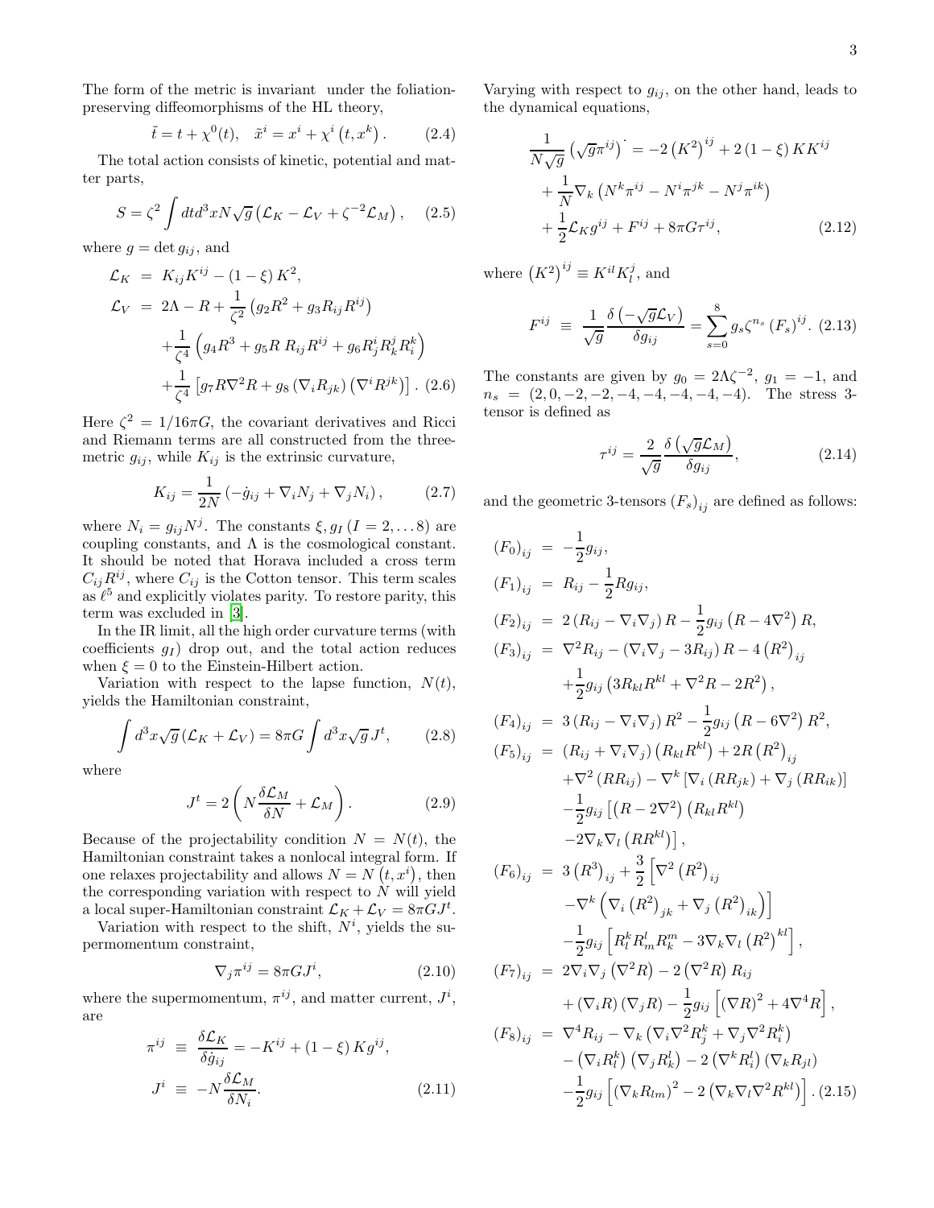The form of the metric is invariant under the foliation-preserving diffeomorphisms of the HL theory,

$$\tilde{t} = t + \chi^0(t), \quad \tilde{x}^i = x^i + \chi^i\left(t, x^k\right). \tag{2.4}$$

The total action consists of kinetic, potential and matter parts,

$$S = \zeta^2 \int dt d^3x N\sqrt{g}\left(\mathcal{L}_K - \mathcal{L}_V + \zeta^{-2}\mathcal{L}_M\right), \tag{2.5}$$

where $g = \det g_{ij}$, and

$$\begin{aligned}
\mathcal{L}_K &= K_{ij}K^{ij} - (1-\xi)K^2, \\
\mathcal{L}_V &= 2\Lambda - R + \frac{1}{\zeta^2}\left(g_2 R^2 + g_3 R_{ij}R^{ij}\right) \\
&\quad + \frac{1}{\zeta^4}\left(g_4 R^3 + g_5 R\, R_{ij}R^{ij} + g_6 R^i_j R^j_k R^k_i\right) \\
&\quad + \frac{1}{\zeta^4}\left[g_7 R\nabla^2 R + g_8\left(\nabla_i R_{jk}\right)\left(\nabla^i R^{jk}\right)\right]. \quad (2.6)
\end{aligned}$$

Here $\zeta^2 = 1/16\pi G$, the covariant derivatives and Ricci and Riemann terms are all constructed from the three-metric $g_{ij}$, while $K_{ij}$ is the extrinsic curvature,

$$K_{ij} = \frac{1}{2N}\left(-\dot{g}_{ij} + \nabla_i N_j + \nabla_j N_i\right), \tag{2.7}$$

where $N_i = g_{ij}N^j$. The constants $\xi, g_I\,(I = 2, \ldots 8)$ are coupling constants, and $\Lambda$ is the cosmological constant. It should be noted that Horava included a cross term $C_{ij}R^{ij}$, where $C_{ij}$ is the Cotton tensor. This term scales as $\ell^5$ and explicitly violates parity. To restore parity, this term was excluded in [3].

In the IR limit, all the high order curvature terms (with coefficients $g_I$) drop out, and the total action reduces when $\xi = 0$ to the Einstein-Hilbert action.

Variation with respect to the lapse function, $N(t)$, yields the Hamiltonian constraint,

$$\int d^3x \sqrt{g}\left(\mathcal{L}_K + \mathcal{L}_V\right) = 8\pi G \int d^3x \sqrt{g}\, J^t, \tag{2.8}$$

where

$$J^t = 2\left(N\frac{\delta \mathcal{L}_M}{\delta N} + \mathcal{L}_M\right). \tag{2.9}$$

Because of the projectability condition $N = N(t)$, the Hamiltonian constraint takes a nonlocal integral form. If one relaxes projectability and allows $N = N\left(t, x^i\right)$, then the corresponding variation with respect to $N$ will yield a local super-Hamiltonian constraint $\mathcal{L}_K + \mathcal{L}_V = 8\pi G J^t$.

Variation with respect to the shift, $N^i$, yields the supermomentum constraint,

$$\nabla_j \pi^{ij} = 8\pi G J^i, \tag{2.10}$$

where the supermomentum, $\pi^{ij}$, and matter current, $J^i$, are

$$\begin{aligned}
\pi^{ij} &\equiv \frac{\delta \mathcal{L}_K}{\delta \dot{g}_{ij}} = -K^{ij} + (1-\xi)Kg^{ij}, \\
J^i &\equiv -N\frac{\delta \mathcal{L}_M}{\delta N_i}. \quad (2.11)
\end{aligned}$$

Varying with respect to $g_{ij}$, on the other hand, leads to the dynamical equations,

$$\begin{aligned}
\frac{1}{N\sqrt{g}}\left(\sqrt{g}\pi^{ij}\right)^{\cdot} &= -2\left(K^2\right)^{ij} + 2(1-\xi)KK^{ij} \\
&\quad + \frac{1}{N}\nabla_k\left(N^k\pi^{ij} - N^i\pi^{jk} - N^j\pi^{ik}\right) \\
&\quad + \frac{1}{2}\mathcal{L}_K g^{ij} + F^{ij} + 8\pi G\tau^{ij}, \quad (2.12)
\end{aligned}$$

where $\left(K^2\right)^{ij} \equiv K^{il}K^j_l$, and

$$F^{ij} \equiv \frac{1}{\sqrt{g}}\frac{\delta\left(-\sqrt{g}\mathcal{L}_V\right)}{\delta g_{ij}} = \sum_{s=0}^{8} g_s \zeta^{n_s}\left(F_s\right)^{ij}. \tag{2.13}$$

The constants are given by $g_0 = 2\Lambda\zeta^{-2}$, $g_1 = -1$, and $n_s = (2, 0, -2, -2, -4, -4, -4, -4, -4)$. The stress 3-tensor is defined as

$$\tau^{ij} = \frac{2}{\sqrt{g}}\frac{\delta\left(\sqrt{g}\mathcal{L}_M\right)}{\delta g_{ij}}, \tag{2.14}$$

and the geometric 3-tensors $(F_s)_{ij}$ are defined as follows:

$$\begin{aligned}
(F_0)_{ij} &= -\frac{1}{2}g_{ij}, \\
(F_1)_{ij} &= R_{ij} - \frac{1}{2}Rg_{ij}, \\
(F_2)_{ij} &= 2\left(R_{ij} - \nabla_i\nabla_j\right)R - \frac{1}{2}g_{ij}\left(R - 4\nabla^2\right)R, \\
(F_3)_{ij} &= \nabla^2 R_{ij} - \left(\nabla_i\nabla_j - 3R_{ij}\right)R - 4\left(R^2\right)_{ij} \\
&\quad + \frac{1}{2}g_{ij}\left(3R_{kl}R^{kl} + \nabla^2 R - 2R^2\right), \\
(F_4)_{ij} &= 3\left(R_{ij} - \nabla_i\nabla_j\right)R^2 - \frac{1}{2}g_{ij}\left(R - 6\nabla^2\right)R^2, \\
(F_5)_{ij} &= \left(R_{ij} + \nabla_i\nabla_j\right)\left(R_{kl}R^{kl}\right) + 2R\left(R^2\right)_{ij} \\
&\quad + \nabla^2\left(RR_{ij}\right) - \nabla^k\left[\nabla_i\left(RR_{jk}\right) + \nabla_j\left(RR_{ik}\right)\right] \\
&\quad - \frac{1}{2}g_{ij}\left[\left(R - 2\nabla^2\right)\left(R_{kl}R^{kl}\right)\right. \\
&\quad \left. - 2\nabla_k\nabla_l\left(RR^{kl}\right)\right], \\
(F_6)_{ij} &= 3\left(R^3\right)_{ij} + \frac{3}{2}\left[\nabla^2\left(R^2\right)_{ij}\right. \\
&\quad \left. - \nabla^k\left(\nabla_i\left(R^2\right)_{jk} + \nabla_j\left(R^2\right)_{ik}\right)\right] \\
&\quad - \frac{1}{2}g_{ij}\left[R^k_l R^l_m R^m_k - 3\nabla_k\nabla_l\left(R^2\right)^{kl}\right], \\
(F_7)_{ij} &= 2\nabla_i\nabla_j\left(\nabla^2 R\right) - 2\left(\nabla^2 R\right)R_{ij} \\
&\quad + \left(\nabla_i R\right)\left(\nabla_j R\right) - \frac{1}{2}g_{ij}\left[\left(\nabla R\right)^2 + 4\nabla^4 R\right], \\
(F_8)_{ij} &= \nabla^4 R_{ij} - \nabla_k\left(\nabla_i\nabla^2 R^k_j + \nabla_j\nabla^2 R^k_i\right) \\
&\quad - \left(\nabla_i R^k_l\right)\left(\nabla_j R^l_k\right) - 2\left(\nabla^k R^l_i\right)\left(\nabla_k R_{jl}\right) \\
&\quad - \frac{1}{2}g_{ij}\left[\left(\nabla_k R_{lm}\right)^2 - 2\left(\nabla_k\nabla_l\nabla^2 R^{kl}\right)\right]. \quad (2.15)
\end{aligned}$$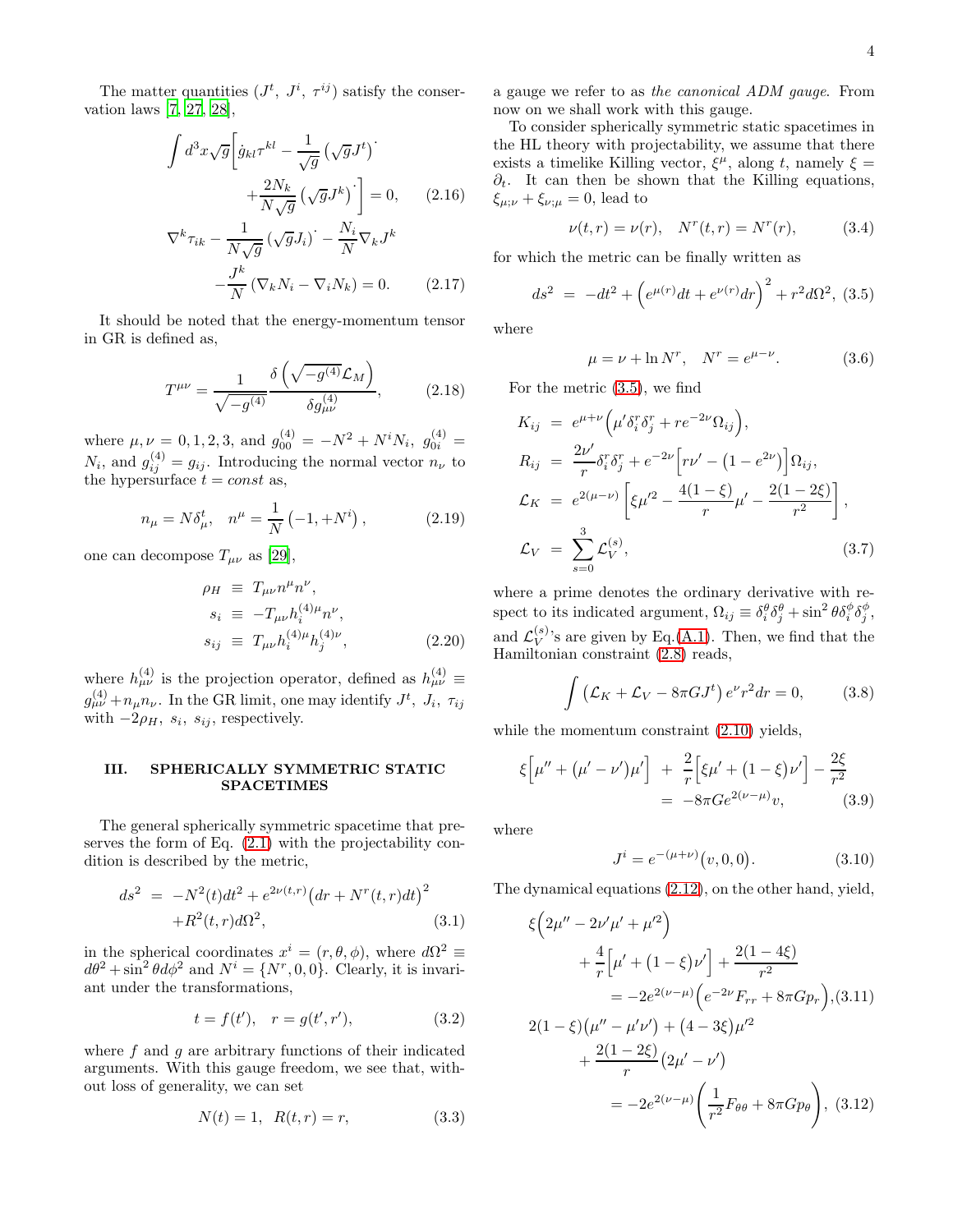The matter quantities ($J^t$, $J^i$, $\tau^{ij}$) satisfy the conservation laws [7, 27, 28],

$$
\int d^3x\sqrt{g}\bigg[\dot{g}_{kl}\tau^{kl} - \frac{1}{\sqrt{g}}\left(\sqrt{g}J^t\right)^{\cdot} + \frac{2N_k}{N\sqrt{g}}\left(\sqrt{g}J^k\right)^{\cdot}\bigg] = 0, \tag{2.16}
$$

$$
\nabla^k\tau_{ik} - \frac{1}{N\sqrt{g}}\left(\sqrt{g}J_i\right)^{\cdot} - \frac{N_i}{N}\nabla_k J^k - \frac{J^k}{N}\left(\nabla_k N_i - \nabla_i N_k\right) = 0. \tag{2.17}
$$

It should be noted that the energy-momentum tensor in GR is defined as,

$$
T^{\mu\nu} = \frac{1}{\sqrt{-g^{(4)}}}\frac{\delta\left(\sqrt{-g^{(4)}}\mathcal{L}_M\right)}{\delta g^{(4)}_{\mu\nu}}, \tag{2.18}
$$

where $\mu,\nu = 0,1,2,3$, and $g^{(4)}_{00} = -N^2 + N^iN_i$, $g^{(4)}_{0i} = N_i$, and $g^{(4)}_{ij} = g_{ij}$. Introducing the normal vector $n_\nu$ to the hypersurface $t = const$ as,

$$
n_\mu = N\delta^t_\mu, \quad n^\mu = \frac{1}{N}\left(-1, +N^i\right), \tag{2.19}
$$

one can decompose $T_{\mu\nu}$ as [29],

$$
\begin{aligned}
\rho_H &\equiv T_{\mu\nu}n^\mu n^\nu, \\
s_i &\equiv -T_{\mu\nu}h^{(4)\mu}_i n^\nu, \\
s_{ij} &\equiv T_{\mu\nu}h^{(4)\mu}_i h^{(4)\nu}_j,
\end{aligned} \tag{2.20}
$$

where $h^{(4)}_{\mu\nu}$ is the projection operator, defined as $h^{(4)}_{\mu\nu} \equiv g^{(4)}_{\mu\nu} + n_\mu n_\nu$. In the GR limit, one may identify $J^t$, $J_i$, $\tau_{ij}$ with $-2\rho_H$, $s_i$, $s_{ij}$, respectively.

## III. SPHERICALLY SYMMETRIC STATIC SPACETIMES

The general spherically symmetric spacetime that preserves the form of Eq. (2.1) with the projectability condition is described by the metric,

$$
ds^2 = -N^2(t)dt^2 + e^{2\nu(t,r)}\left(dr + N^r(t,r)dt\right)^2 + R^2(t,r)d\Omega^2, \tag{3.1}
$$

in the spherical coordinates $x^i = (r,\theta,\phi)$, where $d\Omega^2 \equiv d\theta^2 + \sin^2\theta d\phi^2$ and $N^i = \{N^r, 0, 0\}$. Clearly, it is invariant under the transformations,

$$
t = f(t'), \quad r = g(t', r'), \tag{3.2}
$$

where $f$ and $g$ are arbitrary functions of their indicated arguments. With this gauge freedom, we see that, without loss of generality, we can set

$$
N(t) = 1, \quad R(t,r) = r, \tag{3.3}
$$

a gauge we refer to as *the canonical ADM gauge*. From now on we shall work with this gauge.

To consider spherically symmetric static spacetimes in the HL theory with projectability, we assume that there exists a timelike Killing vector, $\xi^\mu$, along $t$, namely $\xi = \partial_t$. It can then be shown that the Killing equations, $\xi_{\mu;\nu} + \xi_{\nu;\mu} = 0$, lead to

$$
\nu(t,r) = \nu(r), \quad N^r(t,r) = N^r(r), \tag{3.4}
$$

for which the metric can be finally written as

$$
ds^2 = -dt^2 + \left(e^{\mu(r)}dt + e^{\nu(r)}dr\right)^2 + r^2d\Omega^2, \tag{3.5}
$$

where

$$
\mu = \nu + \ln N^r, \quad N^r = e^{\mu-\nu}. \tag{3.6}
$$

For the metric (3.5), we find

$$
\begin{aligned}
K_{ij} &= e^{\mu+\nu}\Big(\mu'\delta^r_i\delta^r_j + re^{-2\nu}\Omega_{ij}\Big), \\
R_{ij} &= \frac{2\nu'}{r}\delta^r_i\delta^r_j + e^{-2\nu}\Big[r\nu' - \left(1 - e^{2\nu}\right)\Big]\Omega_{ij}, \\
\mathcal{L}_K &= e^{2(\mu-\nu)}\left[\xi\mu'^2 - \frac{4(1-\xi)}{r}\mu' - \frac{2(1-2\xi)}{r^2}\right], \\
\mathcal{L}_V &= \sum_{s=0}^{3}\mathcal{L}_V^{(s)},
\end{aligned} \tag{3.7}
$$

where a prime denotes the ordinary derivative with respect to its indicated argument, $\Omega_{ij} \equiv \delta^\theta_i\delta^\theta_j + \sin^2\theta\delta^\phi_i\delta^\phi_j$, and $\mathcal{L}_V^{(s)}$'s are given by Eq.(A.1). Then, we find that the Hamiltonian constraint (2.8) reads,

$$
\int\left(\mathcal{L}_K + \mathcal{L}_V - 8\pi GJ^t\right)e^\nu r^2dr = 0, \tag{3.8}
$$

while the momentum constraint (2.10) yields,

$$
\xi\Big[\mu'' + (\mu' - \nu')\mu'\Big] + \frac{2}{r}\Big[\xi\mu' + (1-\xi)\nu'\Big] - \frac{2\xi}{r^2} = -8\pi Ge^{2(\nu-\mu)}v, \tag{3.9}
$$

where

$$
J^i = e^{-(\mu+\nu)}\big(v, 0, 0\big). \tag{3.10}
$$

The dynamical equations (2.12), on the other hand, yield,

$$
\xi\Big(2\mu'' - 2\nu'\mu' + \mu'^2\Big) + \frac{4}{r}\Big[\mu' + (1-\xi)\nu'\Big] + \frac{2(1-4\xi)}{r^2} = -2e^{2(\nu-\mu)}\Big(e^{-2\nu}F_{rr} + 8\pi Gp_r\Big), \tag{3.11}
$$

$$
2(1-\xi)\big(\mu'' - \mu'\nu'\big) + \big(4 - 3\xi\big)\mu'^2 + \frac{2(1-2\xi)}{r}\big(2\mu' - \nu'\big) = -2e^{2(\nu-\mu)}\left(\frac{1}{r^2}F_{\theta\theta} + 8\pi Gp_\theta\right), \tag{3.12}
$$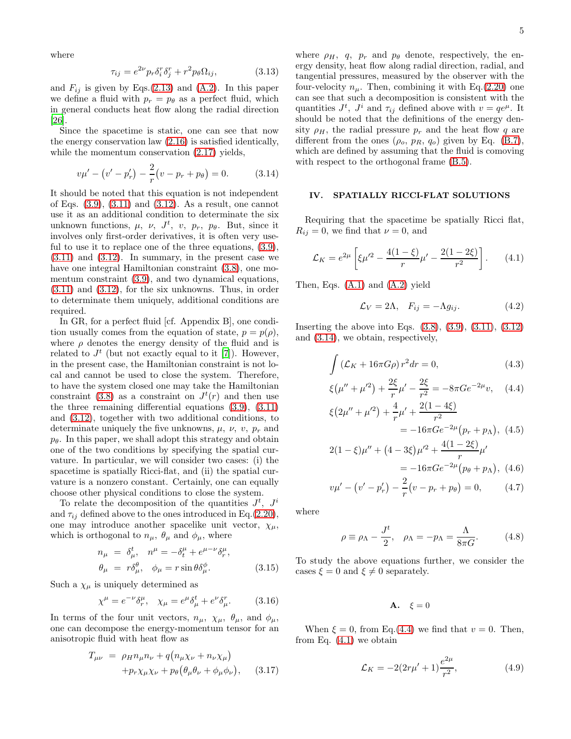where

$$\tau_{ij} = e^{2\nu} p_r \delta^r_i \delta^r_j + r^2 p_\theta \Omega_{ij}, \tag{3.13}$$

and $F_{ij}$ is given by Eqs.(2.13) and (A.2). In this paper we define a fluid with $p_r = p_\theta$ as a perfect fluid, which in general conducts heat flow along the radial direction [26].

Since the spacetime is static, one can see that now the energy conservation law (2.16) is satisfied identically, while the momentum conservation (2.17) yields,

$$v\mu' - \left(v' - p_r'\right) - \frac{2}{r}\left(v - p_r + p_\theta\right) = 0. \tag{3.14}$$

It should be noted that this equation is not independent of Eqs. (3.9), (3.11) and (3.12). As a result, one cannot use it as an additional condition to determinate the six unknown functions, $\mu,\ \nu,\ J^t,\ v,\ p_r,\ p_\theta$. But, since it involves only first-order derivatives, it is often very useful to use it to replace one of the three equations, (3.9), (3.11) and (3.12). In summary, in the present case we have one integral Hamiltonian constraint (3.8), one momentum constraint (3.9), and two dynamical equations, (3.11) and (3.12), for the six unknowns. Thus, in order to determinate them uniquely, additional conditions are required.

In GR, for a perfect fluid [cf. Appendix B], one condition usually comes from the equation of state, $p = p(\rho)$, where $\rho$ denotes the energy density of the fluid and is related to $J^t$ (but not exactly equal to it [7]). However, in the present case, the Hamiltonian constraint is not local and cannot be used to close the system. Therefore, to have the system closed one may take the Hamiltonian constraint (3.8) as a constraint on $J^t(r)$ and then use the three remaining differential equations (3.9), (3.11) and (3.12), together with two additional conditions, to determinate uniquely the five unknowns, $\mu,\ \nu,\ v,\ p_r$ and $p_\theta$. In this paper, we shall adopt this strategy and obtain one of the two conditions by specifying the spatial curvature. In particular, we will consider two cases: (i) the spacetime is spatially Ricci-flat, and (ii) the spatial curvature is a nonzero constant. Certainly, one can equally choose other physical conditions to close the system.

To relate the decomposition of the quantities $J^t,\ J^i$ and $\tau_{ij}$ defined above to the ones introduced in Eq.(2.20), one may introduce another spacelike unit vector, $\chi_\mu$, which is orthogonal to $n_\mu$, $\theta_\mu$ and $\phi_\mu$, where

$$\begin{aligned} n_\mu &= \delta^t_\mu, \quad n^\mu = -\delta^\mu_t + e^{\mu-\nu}\delta^\mu_r, \\ \theta_\mu &= r\delta^\theta_\mu, \quad \phi_\mu = r\sin\theta\delta^\phi_\mu. \end{aligned} \tag{3.15}$$

Such a $\chi_\mu$ is uniquely determined as

$$\chi^\mu = e^{-\nu}\delta^\mu_r, \quad \chi_\mu = e^{\mu}\delta^t_\mu + e^{\nu}\delta^r_\mu. \tag{3.16}$$

In terms of the four unit vectors, $n_\mu$, $\chi_\mu$, $\theta_\mu$, and $\phi_\mu$, one can decompose the energy-momentum tensor for an anisotropic fluid with heat flow as

$$\begin{aligned} T_{\mu\nu} &= \rho_H n_\mu n_\nu + q\left(n_\mu\chi_\nu + n_\nu\chi_\mu\right) \\ &\quad + p_r\chi_\mu\chi_\nu + p_\theta\left(\theta_\mu\theta_\nu + \phi_\mu\phi_\nu\right), \end{aligned} \tag{3.17}$$

where $\rho_H,\ q,\ p_r$ and $p_\theta$ denote, respectively, the energy density, heat flow along radial direction, radial, and tangential pressures, measured by the observer with the four-velocity $n_\mu$. Then, combining it with Eq.(2.20) one can see that such a decomposition is consistent with the quantities $J^t$, $J^i$ and $\tau_{ij}$ defined above with $v = qe^{\mu}$. It should be noted that the definitions of the energy density $\rho_H$, the radial pressure $p_r$ and the heat flow $q$ are different from the ones ($\rho_o$, $p_R$, $q_o$) given by Eq. (B.7), which are defined by assuming that the fluid is comoving with respect to the orthogonal frame (B.5).

## IV. SPATIALLY RICCI-FLAT SOLUTIONS

Requiring that the spacetime be spatially Ricci flat, $R_{ij} = 0$, we find that $\nu = 0$, and

$$\mathcal{L}_K = e^{2\mu}\left[\xi\mu'^2 - \frac{4(1-\xi)}{r}\mu' - \frac{2(1-2\xi)}{r^2}\right]. \tag{4.1}$$

Then, Eqs. (A.1) and (A.2) yield

$$\mathcal{L}_V = 2\Lambda, \quad F_{ij} = -\Lambda g_{ij}. \tag{4.2}$$

Inserting the above into Eqs. (3.8), (3.9), (3.11), (3.12) and (3.14), we obtain, respectively,

$$\int\left(\mathcal{L}_K + 16\pi G\rho\right) r^2 dr = 0, \tag{4.3}$$

$$\xi\left(\mu'' + \mu'^2\right) + \frac{2\xi}{r}\mu' - \frac{2\xi}{r^2} = -8\pi G e^{-2\mu} v, \tag{4.4}$$

$$\begin{aligned} &\xi\left(2\mu'' + \mu'^2\right) + \frac{4}{r}\mu' + \frac{2(1-4\xi)}{r^2} \\ &\qquad = -16\pi G e^{-2\mu}\left(p_r + p_\Lambda\right), \end{aligned} \tag{4.5}$$

$$\begin{aligned} &2(1-\xi)\mu'' + \left(4 - 3\xi\right)\mu'^2 + \frac{4(1-2\xi)}{r}\mu' \\ &\qquad = -16\pi G e^{-2\mu}\left(p_\theta + p_\Lambda\right), \end{aligned} \tag{4.6}$$

$$v\mu' - \left(v' - p_r'\right) - \frac{2}{r}\left(v - p_r + p_\theta\right) = 0, \tag{4.7}$$

where

$$\rho \equiv \rho_\Lambda - \frac{J^t}{2}, \quad \rho_\Lambda = -p_\Lambda = \frac{\Lambda}{8\pi G}. \tag{4.8}$$

To study the above equations further, we consider the cases $\xi = 0$ and $\xi \neq 0$ separately.

### A. $\xi = 0$

When $\xi = 0$, from Eq.(4.4) we find that $v = 0$. Then, from Eq. (4.1) we obtain

$$\mathcal{L}_K = -2(2r\mu' + 1)\frac{e^{2\mu}}{r^2}, \tag{4.9}$$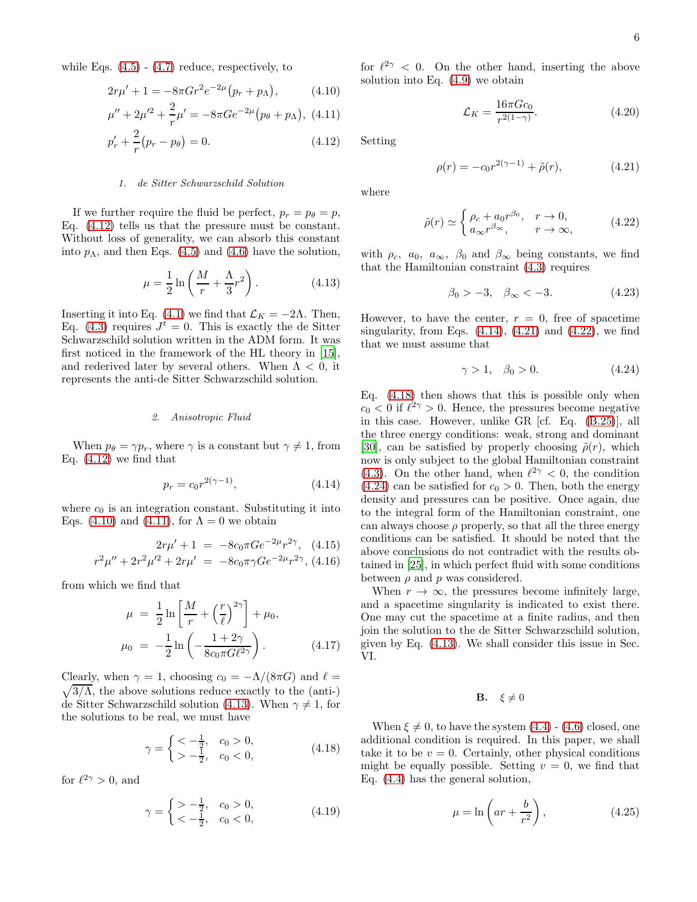while Eqs. (4.5) - (4.7) reduce, respectively, to

$$2r\mu' + 1 = -8\pi G r^2 e^{-2\mu}\big(p_r + p_\Lambda\big), \tag{4.10}$$

$$\mu'' + 2\mu'^2 + \frac{2}{r}\mu' = -8\pi G e^{-2\mu}\big(p_\theta + p_\Lambda\big), \tag{4.11}$$

$$p_r' + \frac{2}{r}\big(p_r - p_\theta\big) = 0. \tag{4.12}$$

#### 1. de Sitter Schwarzschild Solution

If we further require the fluid be perfect, $p_r = p_\theta = p$, Eq. (4.12) tells us that the pressure must be constant. Without loss of generality, we can absorb this constant into $p_\Lambda$, and then Eqs. (4.5) and (4.6) have the solution,

$$\mu = \frac{1}{2}\ln\left(\frac{M}{r} + \frac{\Lambda}{3}r^2\right). \tag{4.13}$$

Inserting it into Eq. (4.1) we find that $\mathcal{L}_K = -2\Lambda$. Then, Eq. (4.3) requires $J^t = 0$. This is exactly the de Sitter Schwarzschild solution written in the ADM form. It was first noticed in the framework of the HL theory in [15], and rederived later by several others. When $\Lambda < 0$, it represents the anti-de Sitter Schwarzschild solution.

#### 2. Anisotropic Fluid

When $p_\theta = \gamma p_r$, where $\gamma$ is a constant but $\gamma \neq 1$, from Eq. (4.12) we find that

$$p_r = c_0 r^{2(\gamma-1)}, \tag{4.14}$$

where $c_0$ is an integration constant. Substituting it into Eqs. (4.10) and (4.11), for $\Lambda = 0$ we obtain

$$\begin{aligned} 2r\mu' + 1 &= -8c_0\pi G e^{-2\mu} r^{2\gamma}, \quad (4.15)\\ r^2\mu'' + 2r^2\mu'^2 + 2r\mu' &= -8c_0\pi\gamma G e^{-2\mu} r^{2\gamma}, \quad (4.16)\end{aligned}$$

from which we find that

$$\begin{aligned} \mu &= \frac{1}{2}\ln\left[\frac{M}{r} + \left(\frac{r}{\ell}\right)^{2\gamma}\right] + \mu_0,\\ \mu_0 &= -\frac{1}{2}\ln\left(-\frac{1+2\gamma}{8c_0\pi G \ell^{2\gamma}}\right). \end{aligned} \tag{4.17}$$

Clearly, when $\gamma = 1$, choosing $c_0 = -\Lambda/(8\pi G)$ and $\ell = \sqrt{3/\Lambda}$, the above solutions reduce exactly to the (anti-) de Sitter Schwarzschild solution (4.13). When $\gamma \neq 1$, for the solutions to be real, we must have

$$\gamma = \begin{cases} < -\frac{1}{2}, & c_0 > 0,\\ > -\frac{1}{2}, & c_0 < 0, \end{cases} \tag{4.18}$$

for $\ell^{2\gamma} > 0$, and

$$\gamma = \begin{cases} > -\frac{1}{2}, & c_0 > 0,\\ < -\frac{1}{2}, & c_0 < 0, \end{cases} \tag{4.19}$$

for $\ell^{2\gamma} < 0$. On the other hand, inserting the above solution into Eq. (4.9) we obtain

$$\mathcal{L}_K = \frac{16\pi G c_0}{r^{2(1-\gamma)}}. \tag{4.20}$$

Setting

$$\rho(r) = -c_0 r^{2(\gamma-1)} + \tilde{\rho}(r), \tag{4.21}$$

where

$$\tilde{\rho}(r) \simeq \begin{cases} \rho_c + a_0 r^{\beta_0}, & r \to 0,\\ a_\infty r^{\beta_\infty}, & r \to \infty, \end{cases} \tag{4.22}$$

with $\rho_c$, $a_0$, $a_\infty$, $\beta_0$ and $\beta_\infty$ being constants, we find that the Hamiltonian constraint (4.3) requires

$$\beta_0 > -3, \quad \beta_\infty < -3. \tag{4.23}$$

However, to have the center, $r = 0$, free of spacetime singularity, from Eqs. (4.14), (4.21) and (4.22), we find that we must assume that

$$\gamma > 1, \quad \beta_0 > 0. \tag{4.24}$$

Eq. (4.18) then shows that this is possible only when $c_0 < 0$ if $\ell^{2\gamma} > 0$. Hence, the pressures become negative in this case. However, unlike GR [cf. Eq. (B.25)], all the three energy conditions: weak, strong and dominant [30], can be satisfied by properly choosing $\tilde{\rho}(r)$, which now is only subject to the global Hamiltonian constraint (4.3). On the other hand, when $\ell^{2\gamma} < 0$, the condition (4.24) can be satisfied for $c_0 > 0$. Then, both the energy density and pressures can be positive. Once again, due to the integral form of the Hamiltonian constraint, one can always choose $\rho$ properly, so that all the three energy conditions can be satisfied. It should be noted that the above conclusions do not contradict with the results obtained in [25], in which perfect fluid with some conditions between $\rho$ and $p$ was considered.

When $r \to \infty$, the pressures become infinitely large, and a spacetime singularity is indicated to exist there. One may cut the spacetime at a finite radius, and then join the solution to the de Sitter Schwarzschild solution, given by Eq. (4.13). We shall consider this issue in Sec. VI.

### B. $\xi \neq 0$

When $\xi \neq 0$, to have the system (4.4) - (4.6) closed, one additional condition is required. In this paper, we shall take it to be $v = 0$. Certainly, other physical conditions might be equally possible. Setting $v = 0$, we find that Eq. (4.4) has the general solution,

$$\mu = \ln\left(ar + \frac{b}{r^2}\right), \tag{4.25}$$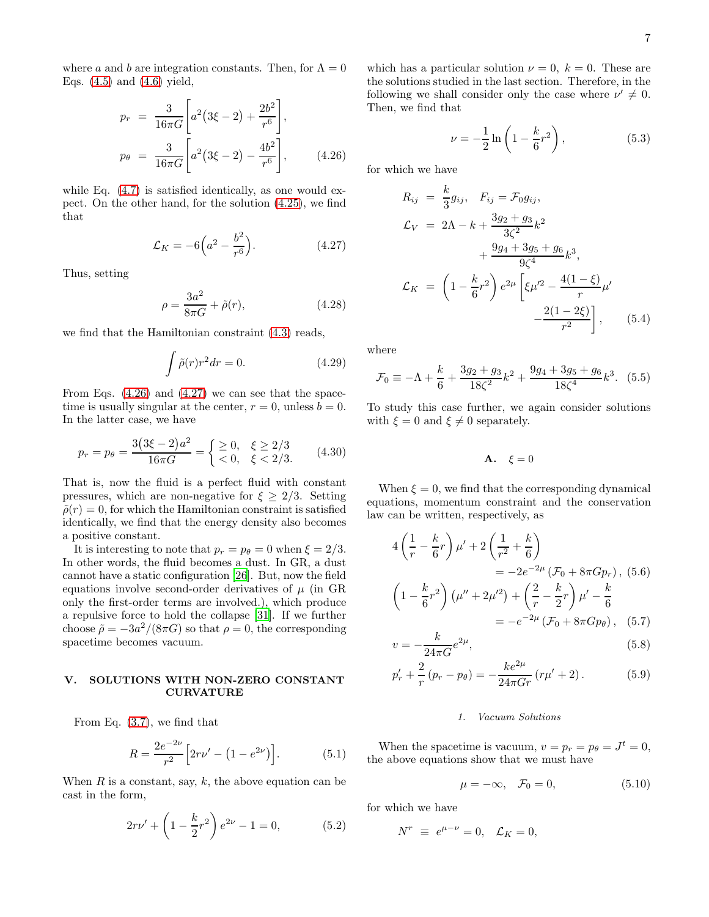where $a$ and $b$ are integration constants. Then, for $\Lambda = 0$ Eqs. (4.5) and (4.6) yield,

$$
\begin{aligned}
p_r &= \frac{3}{16\pi G}\left[a^2\left(3\xi - 2\right) + \frac{2b^2}{r^6}\right],\\
p_\theta &= \frac{3}{16\pi G}\left[a^2\left(3\xi - 2\right) - \frac{4b^2}{r^6}\right],
\end{aligned} \tag{4.26}
$$

while Eq. (4.7) is satisfied identically, as one would expect. On the other hand, for the solution (4.25), we find that

$$
\mathcal{L}_K = -6\left(a^2 - \frac{b^2}{r^6}\right). \tag{4.27}
$$

Thus, setting

$$
\rho = \frac{3a^2}{8\pi G} + \tilde{\rho}(r), \tag{4.28}
$$

we find that the Hamiltonian constraint (4.3) reads,

$$
\int \tilde{\rho}(r) r^2 dr = 0. \tag{4.29}
$$

From Eqs. (4.26) and (4.27) we can see that the spacetime is usually singular at the center, $r = 0$, unless $b = 0$. In the latter case, we have

$$
p_r = p_\theta = \frac{3\left(3\xi - 2\right)a^2}{16\pi G} = \begin{cases} \geq 0, & \xi \geq 2/3 \\ < 0, & \xi < 2/3. \end{cases} \tag{4.30}
$$

That is, now the fluid is a perfect fluid with constant pressures, which are non-negative for $\xi \geq 2/3$. Setting $\tilde{\rho}(r) = 0$, for which the Hamiltonian constraint is satisfied identically, we find that the energy density also becomes a positive constant.

It is interesting to note that $p_r = p_\theta = 0$ when $\xi = 2/3$. In other words, the fluid becomes a dust. In GR, a dust cannot have a static configuration [26]. But, now the field equations involve second-order derivatives of $\mu$ (in GR only the first-order terms are involved.), which produce a repulsive force to hold the collapse [31]. If we further choose $\tilde{\rho} = -3a^2/(8\pi G)$ so that $\rho = 0$, the corresponding spacetime becomes vacuum.

## V. SOLUTIONS WITH NON-ZERO CONSTANT CURVATURE

From Eq. (3.7), we find that

$$
R = \frac{2e^{-2\nu}}{r^2}\left[2r\nu' - \left(1 - e^{2\nu}\right)\right]. \tag{5.1}
$$

When $R$ is a constant, say, $k$, the above equation can be cast in the form,

$$
2r\nu' + \left(1 - \frac{k}{2}r^2\right)e^{2\nu} - 1 = 0, \tag{5.2}
$$

which has a particular solution $\nu = 0$, $k = 0$. These are the solutions studied in the last section. Therefore, in the following we shall consider only the case where $\nu' \neq 0$. Then, we find that

$$
\nu = -\frac{1}{2}\ln\left(1 - \frac{k}{6}r^2\right), \tag{5.3}
$$

for which we have

$$
\begin{aligned}
R_{ij} &= \frac{k}{3}g_{ij}, \quad F_{ij} = \mathcal{F}_0 g_{ij},\\
\mathcal{L}_V &= 2\Lambda - k + \frac{3g_2 + g_3}{3\zeta^2}k^2 \\
&\quad + \frac{9g_4 + 3g_5 + g_6}{9\zeta^4}k^3,\\
\mathcal{L}_K &= \left(1 - \frac{k}{6}r^2\right)e^{2\mu}\left[\xi\mu'^2 - \frac{4(1-\xi)}{r}\mu' \right.\\
&\quad \left. - \frac{2(1-2\xi)}{r^2}\right],
\end{aligned} \tag{5.4}
$$

where

$$
\mathcal{F}_0 \equiv -\Lambda + \frac{k}{6} + \frac{3g_2 + g_3}{18\zeta^2}k^2 + \frac{9g_4 + 3g_5 + g_6}{18\zeta^4}k^3. \tag{5.5}
$$

To study this case further, we again consider solutions with $\xi = 0$ and $\xi \neq 0$ separately.

### A. $\xi = 0$

When $\xi = 0$, we find that the corresponding dynamical equations, momentum constraint and the conservation law can be written, respectively, as

$$
\begin{aligned}
&4\left(\frac{1}{r} - \frac{k}{6}r\right)\mu' + 2\left(\frac{1}{r^2} + \frac{k}{6}\right)\\
&\qquad = -2e^{-2\mu}\left(\mathcal{F}_0 + 8\pi G p_r\right),
\end{aligned} \tag{5.6}
$$

$$
\begin{aligned}
&\left(1 - \frac{k}{6}r^2\right)\left(\mu'' + 2\mu'^2\right) + \left(\frac{2}{r} - \frac{k}{2}r\right)\mu' - \frac{k}{6}\\
&\qquad = -e^{-2\mu}\left(\mathcal{F}_0 + 8\pi G p_\theta\right),
\end{aligned} \tag{5.7}
$$

$$
v = -\frac{k}{24\pi G}e^{2\mu}, \tag{5.8}
$$

$$
p_r' + \frac{2}{r}\left(p_r - p_\theta\right) = -\frac{k e^{2\mu}}{24\pi G r}\left(r\mu' + 2\right). \tag{5.9}
$$

#### 1. Vacuum Solutions

When the spacetime is vacuum, $v = p_r = p_\theta = J^t = 0$, the above equations show that we must have

$$
\mu = -\infty, \quad \mathcal{F}_0 = 0, \tag{5.10}
$$

for which we have

$$
N^r \equiv e^{\mu - \nu} = 0, \quad \mathcal{L}_K = 0,
$$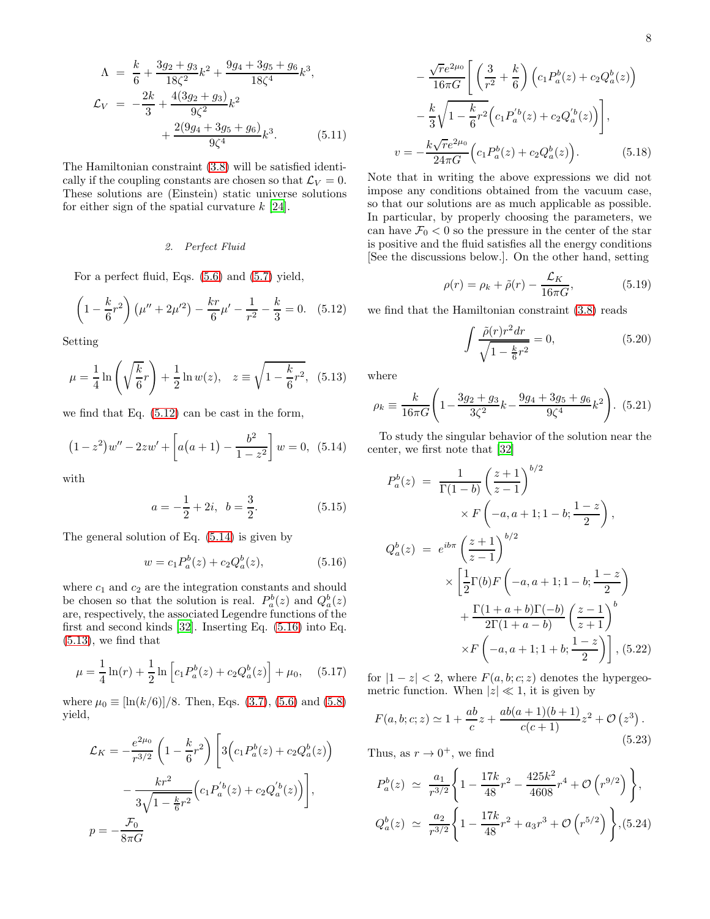$$
\begin{aligned}
\Lambda &= \frac{k}{6} + \frac{3g_2+g_3}{18\zeta^2}k^2 + \frac{9g_4+3g_5+g_6}{18\zeta^4}k^3,\\
\mathcal{L}_V &= -\frac{2k}{3} + \frac{4(3g_2+g_3)}{9\zeta^2}k^2\\
&\quad + \frac{2(9g_4+3g_5+g_6)}{9\zeta^4}k^3. \qquad (5.11)
\end{aligned}
$$

The Hamiltonian constraint (3.8) will be satisfied identically if the coupling constants are chosen so that $\mathcal{L}_V = 0$. These solutions are (Einstein) static universe solutions for either sign of the spatial curvature $k$ [24].

### 2. Perfect Fluid

For a perfect fluid, Eqs. (5.6) and (5.7) yield,

$$
\left(1-\frac{k}{6}r^2\right)\left(\mu''+2\mu'^2\right) - \frac{kr}{6}\mu' - \frac{1}{r^2} - \frac{k}{3} = 0. \quad (5.12)
$$

Setting

$$
\mu = \frac{1}{4}\ln\left(\sqrt{\frac{k}{6}}r\right) + \frac{1}{2}\ln w(z), \quad z \equiv \sqrt{1-\frac{k}{6}r^2}, \quad (5.13)
$$

we find that Eq. (5.12) can be cast in the form,

$$
\left(1-z^2\right)w'' - 2zw' + \left[a\big(a+1\big) - \frac{b^2}{1-z^2}\right]w = 0, \quad (5.14)
$$

with

$$
a = -\frac{1}{2} + 2i, \quad b = \frac{3}{2}. \quad (5.15)
$$

The general solution of Eq. (5.14) is given by

$$
w = c_1 P_a^b(z) + c_2 Q_a^b(z), \quad (5.16)
$$

where $c_1$ and $c_2$ are the integration constants and should be chosen so that the solution is real. $P_a^b(z)$ and $Q_a^b(z)$ are, respectively, the associated Legendre functions of the first and second kinds [32]. Inserting Eq. (5.16) into Eq. (5.13), we find that

$$
\mu = \frac{1}{4}\ln(r) + \frac{1}{2}\ln\left[c_1 P_a^b(z) + c_2 Q_a^b(z)\right] + \mu_0, \quad (5.17)
$$

where $\mu_0 \equiv [\ln(k/6)]/8$. Then, Eqs. (3.7), (5.6) and (5.8) yield,

$$
\begin{aligned}
\mathcal{L}_K &= -\frac{e^{2\mu_0}}{r^{3/2}}\left(1-\frac{k}{6}r^2\right)\Bigg[3\Big(c_1 P_a^b(z) + c_2 Q_a^b(z)\Big)\\
&\quad - \frac{kr^2}{3\sqrt{1-\frac{k}{6}r^2}}\Big(c_1 P_a^{'b}(z) + c_2 Q_a^{'b}(z)\Big)\Bigg],\\
p &= -\frac{\mathcal{F}_0}{8\pi G}\\
&\quad - \frac{\sqrt{r}e^{2\mu_0}}{16\pi G}\Bigg[\left(\frac{3}{r^2}+\frac{k}{6}\right)\Big(c_1 P_a^b(z) + c_2 Q_a^b(z)\Big)\\
&\quad - \frac{k}{3}\sqrt{1-\frac{k}{6}r^2}\Big(c_1 P_a^{'b}(z) + c_2 Q_a^{'b}(z)\Big)\Bigg],\\
v &= -\frac{k\sqrt{r}e^{2\mu_0}}{24\pi G}\Big(c_1 P_a^b(z) + c_2 Q_a^b(z)\Big). \qquad (5.18)
\end{aligned}
$$

Note that in writing the above expressions we did not impose any conditions obtained from the vacuum case, so that our solutions are as much applicable as possible. In particular, by properly choosing the parameters, we can have $\mathcal{F}_0 < 0$ so the pressure in the center of the star is positive and the fluid satisfies all the energy conditions [See the discussions below.]. On the other hand, setting

$$
\rho(r) = \rho_k + \tilde{\rho}(r) - \frac{\mathcal{L}_K}{16\pi G}, \quad (5.19)
$$

we find that the Hamiltonian constraint (3.8) reads

$$
\int \frac{\tilde{\rho}(r) r^2 dr}{\sqrt{1-\frac{k}{6}r^2}} = 0, \quad (5.20)
$$

where

$$
\rho_k \equiv \frac{k}{16\pi G}\left(1 - \frac{3g_2+g_3}{3\zeta^2}k - \frac{9g_4+3g_5+g_6}{9\zeta^4}k^2\right). \quad (5.21)
$$

To study the singular behavior of the solution near the center, we first note that [32]

$$
\begin{aligned}
P_a^b(z) &= \frac{1}{\Gamma(1-b)}\left(\frac{z+1}{z-1}\right)^{b/2}\\
&\quad \times F\left(-a, a+1; 1-b; \frac{1-z}{2}\right),\\
Q_a^b(z) &= e^{ib\pi}\left(\frac{z+1}{z-1}\right)^{b/2}\\
&\quad \times \Bigg[\frac{1}{2}\Gamma(b) F\left(-a, a+1; 1-b; \frac{1-z}{2}\right)\\
&\quad + \frac{\Gamma(1+a+b)\Gamma(-b)}{2\Gamma(1+a-b)}\left(\frac{z-1}{z+1}\right)^b\\
&\quad \times F\left(-a, a+1; 1+b; \frac{1-z}{2}\right)\Bigg], \qquad (5.22)
\end{aligned}
$$

for $|1-z| < 2$, where $F(a,b;c;z)$ denotes the hypergeometric function. When $|z| \ll 1$, it is given by

$$
F(a,b;c;z) \simeq 1 + \frac{ab}{c}z + \frac{ab(a+1)(b+1)}{c(c+1)}z^2 + \mathcal{O}\left(z^3\right). \quad (5.23)
$$

Thus, as $r \to 0^+$, we find

$$
\begin{aligned}
P_a^b(z) &\simeq \frac{a_1}{r^{3/2}}\left\{1 - \frac{17k}{48}r^2 - \frac{425k^2}{4608}r^4 + \mathcal{O}\left(r^{9/2}\right)\right\},\\
Q_a^b(z) &\simeq \frac{a_2}{r^{3/2}}\left\{1 - \frac{17k}{48}r^2 + a_3 r^3 + \mathcal{O}\left(r^{5/2}\right)\right\}, \qquad (5.24)
\end{aligned}
$$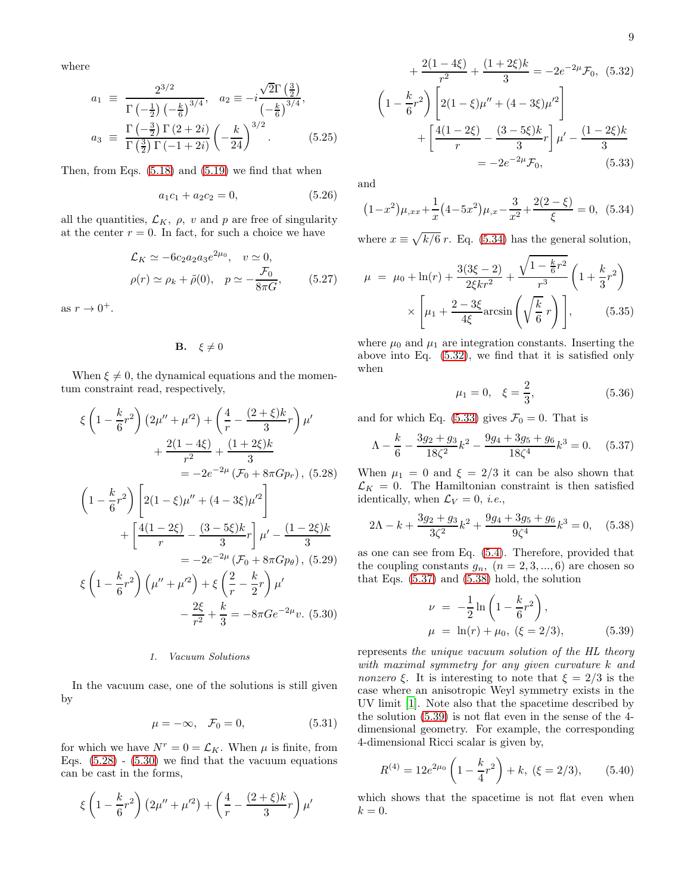where

$$
a_1 \equiv \frac{2^{3/2}}{\Gamma\left(-\frac{1}{2}\right)\left(-\frac{k}{6}\right)^{3/4}}, \quad a_2 \equiv -i\frac{\sqrt{2}\Gamma\left(\frac{3}{2}\right)}{\left(-\frac{k}{6}\right)^{3/4}},
$$

$$
a_3 \equiv \frac{\Gamma\left(-\frac{3}{2}\right)\Gamma\left(2+2i\right)}{\Gamma\left(\frac{3}{2}\right)\Gamma\left(-1+2i\right)}\left(-\frac{k}{24}\right)^{3/2}. \tag{5.25}
$$

Then, from Eqs. (5.18) and (5.19) we find that when

$$
a_1 c_1 + a_2 c_2 = 0, \tag{5.26}
$$

all the quantities, $\mathcal{L}_K$, $\rho$, $v$ and $p$ are free of singularity at the center $r=0$. In fact, for such a choice we have

$$
\mathcal{L}_K \simeq -6c_2 a_2 a_3 e^{2\mu_0}, \quad v \simeq 0,
$$

$$
\rho(r) \simeq \rho_k + \tilde{\rho}(0), \quad p \simeq -\frac{\mathcal{F}_0}{8\pi G}, \tag{5.27}
$$

as $r \to 0^+$.

### B. $\xi \neq 0$

When $\xi \neq 0$, the dynamical equations and the momentum constraint read, respectively,

$$
\xi\left(1-\frac{k}{6}r^2\right)\left(2\mu''+\mu'^2\right)+\left(\frac{4}{r}-\frac{(2+\xi)k}{3}r\right)\mu' + \frac{2(1-4\xi)}{r^2}+\frac{(1+2\xi)k}{3} = -2e^{-2\mu}\left(\mathcal{F}_0+8\pi G p_r\right), \tag{5.28}
$$

$$
\left(1-\frac{k}{6}r^2\right)\left[2(1-\xi)\mu''+(4-3\xi)\mu'^2\right] + \left[\frac{4(1-2\xi)}{r}-\frac{(3-5\xi)k}{3}r\right]\mu' - \frac{(1-2\xi)k}{3} = -2e^{-2\mu}\left(\mathcal{F}_0+8\pi G p_\theta\right), \tag{5.29}
$$

$$
\xi\left(1-\frac{k}{6}r^2\right)\left(\mu''+\mu'^2\right)+\xi\left(\frac{2}{r}-\frac{k}{2}r\right)\mu' - \frac{2\xi}{r^2}+\frac{k}{3} = -8\pi G e^{-2\mu} v. \tag{5.30}
$$

#### 1. Vacuum Solutions

In the vacuum case, one of the solutions is still given by

$$
\mu = -\infty, \quad \mathcal{F}_0 = 0, \tag{5.31}
$$

for which we have $N^r = 0 = \mathcal{L}_K$. When $\mu$ is finite, from Eqs. (5.28) - (5.30) we find that the vacuum equations can be cast in the forms,

$$
\xi\left(1-\frac{k}{6}r^2\right)\left(2\mu''+\mu'^2\right)+\left(\frac{4}{r}-\frac{(2+\xi)k}{3}r\right)\mu' + \frac{2(1-4\xi)}{r^2}+\frac{(1+2\xi)k}{3} = -2e^{-2\mu}\mathcal{F}_0, \tag{5.32}
$$

$$
\left(1-\frac{k}{6}r^2\right)\left[2(1-\xi)\mu''+(4-3\xi)\mu'^2\right] + \left[\frac{4(1-2\xi)}{r}-\frac{(3-5\xi)k}{3}r\right]\mu' - \frac{(1-2\xi)k}{3} = -2e^{-2\mu}\mathcal{F}_0, \tag{5.33}
$$

and

$$
(1-x^2)\mu_{,xx}+\frac{1}{x}\left(4-5x^2\right)\mu_{,x}-\frac{3}{x^2}+\frac{2(2-\xi)}{\xi} = 0, \tag{5.34}
$$

where $x \equiv \sqrt{k/6}\, r$. Eq. (5.34) has the general solution,

$$
\mu = \mu_0 + \ln(r) + \frac{3(3\xi-2)}{2\xi k r^2} + \frac{\sqrt{1-\frac{k}{6}r^2}}{r^3}\left(1+\frac{k}{3}r^2\right) \times \left[\mu_1 + \frac{2-3\xi}{4\xi}\arcsin\left(\sqrt{\frac{k}{6}}\, r\right)\right], \tag{5.35}
$$

where $\mu_0$ and $\mu_1$ are integration constants. Inserting the above into Eq. (5.32), we find that it is satisfied only when

$$
\mu_1 = 0, \quad \xi = \frac{2}{3}, \tag{5.36}
$$

and for which Eq. (5.33) gives $\mathcal{F}_0 = 0$. That is

$$
\Lambda - \frac{k}{6} - \frac{3g_2+g_3}{18\zeta^2}k^2 - \frac{9g_4+3g_5+g_6}{18\zeta^4}k^3 = 0. \tag{5.37}
$$

When $\mu_1 = 0$ and $\xi = 2/3$ it can be also shown that $\mathcal{L}_K = 0$. The Hamiltonian constraint is then satisfied identically, when $\mathcal{L}_V = 0$, *i.e.*,

$$
2\Lambda - k + \frac{3g_2+g_3}{3\zeta^2}k^2 + \frac{9g_4+3g_5+g_6}{9\zeta^4}k^3 = 0, \tag{5.38}
$$

as one can see from Eq. (5.4). Therefore, provided that the coupling constants $g_n$, $(n = 2, 3, ..., 6)$ are chosen so that Eqs. (5.37) and (5.38) hold, the solution

$$
\nu = -\frac{1}{2}\ln\left(1-\frac{k}{6}r^2\right),
$$

$$
\mu = \ln(r) + \mu_0, \ (\xi = 2/3), \tag{5.39}
$$

represents *the unique vacuum solution of the HL theory with maximal symmetry for any given curvature k and nonzero* $\xi$. It is interesting to note that $\xi = 2/3$ is the case where an anisotropic Weyl symmetry exists in the UV limit [1]. Note also that the spacetime described by the solution (5.39) is not flat even in the sense of the 4-dimensional geometry. For example, the corresponding 4-dimensional Ricci scalar is given by,

$$
R^{(4)} = 12e^{2\mu_0}\left(1-\frac{k}{4}r^2\right) + k, \ (\xi = 2/3), \tag{5.40}
$$

which shows that the spacetime is not flat even when $k = 0$.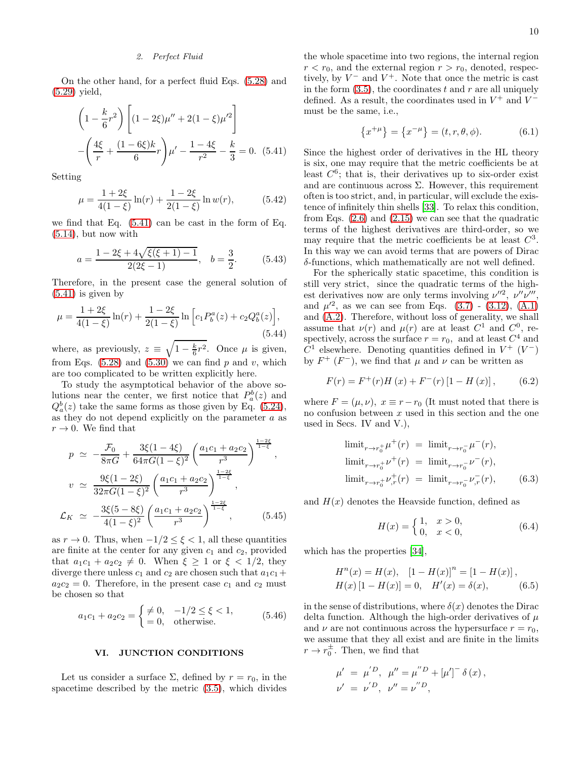### 2. Perfect Fluid

On the other hand, for a perfect fluid Eqs. (5.28) and (5.29) yield,

$$
\left(1-\frac{k}{6}r^2\right)\left[(1-2\xi)\mu''+2(1-\xi)\mu'^2\right] -\left(\frac{4\xi}{r}+\frac{(1-6\xi)k}{6}r\right)\mu'-\frac{1-4\xi}{r^2}-\frac{k}{3}=0. \quad (5.41)
$$

Setting

$$
\mu=\frac{1+2\xi}{4(1-\xi)}\ln(r)+\frac{1-2\xi}{2(1-\xi)}\ln w(r), \quad (5.42)
$$

we find that Eq. (5.41) can be cast in the form of Eq. (5.14), but now with

$$
a=\frac{1-2\xi+4\sqrt{\xi(\xi+1)-1}}{2(2\xi-1)}, \quad b=\frac{3}{2}. \quad (5.43)
$$

Therefore, in the present case the general solution of (5.41) is given by

$$
\mu=\frac{1+2\xi}{4(1-\xi)}\ln(r)+\frac{1-2\xi}{2(1-\xi)}\ln\left[c_1P_b^a(z)+c_2Q_b^a(z)\right], \quad (5.44)
$$

where, as previously, $z\equiv\sqrt{1-\frac{k}{6}r^2}$. Once $\mu$ is given, from Eqs. (5.28) and (5.30) we can find $p$ and $v$, which are too complicated to be written explicitly here.

To study the asymptotical behavior of the above solutions near the center, we first notice that $P_a^b(z)$ and $Q_a^b(z)$ take the same forms as those given by Eq. (5.24), as they do not depend explicitly on the parameter $a$ as $r\rightarrow 0$. We find that

$$
\begin{aligned}
p &\simeq -\frac{\mathcal{F}_0}{8\pi G}+\frac{3\xi(1-4\xi)}{64\pi G(1-\xi)^2}\left(\frac{a_1c_1+a_2c_2}{r^3}\right)^{\frac{1-2\xi}{1-\xi}},\\
v &\simeq \frac{9\xi(1-2\xi)}{32\pi G(1-\xi)^2}\left(\frac{a_1c_1+a_2c_2}{r^3}\right)^{\frac{1-2\xi}{1-\xi}},\\
\mathcal{L}_K &\simeq -\frac{3\xi(5-8\xi)}{4(1-\xi)^2}\left(\frac{a_1c_1+a_2c_2}{r^3}\right)^{\frac{1-2\xi}{1-\xi}}, \quad (5.45)
\end{aligned}
$$

as $r\rightarrow 0$. Thus, when $-1/2\le\xi<1$, all these quantities are finite at the center for any given $c_1$ and $c_2$, provided that $a_1c_1+a_2c_2\neq 0$. When $\xi\ge 1$ or $\xi<1/2$, they diverge there unless $c_1$ and $c_2$ are chosen such that $a_1c_1+a_2c_2=0$. Therefore, in the present case $c_1$ and $c_2$ must be chosen so that

$$
a_1c_1+a_2c_2=\begin{cases}\neq 0, & -1/2\le\xi<1,\\ =0, & \text{otherwise.}\end{cases} \quad (5.46)
$$

## VI. JUNCTION CONDITIONS

Let us consider a surface $\Sigma$, defined by $r=r_0$, in the spacetime described by the metric (3.5), which divides the whole spacetime into two regions, the internal region $r<r_0$, and the external region $r>r_0$, denoted, respectively, by $V^-$ and $V^+$. Note that once the metric is cast in the form of (3.5), the coordinates $t$ and $r$ are all uniquely defined. As a result, the coordinates used in $V^+$ and $V^-$ must be the same, i.e.,

$$
\left\{x^{+\mu}\right\}=\left\{x^{-\mu}\right\}=(t,r,\theta,\phi). \quad (6.1)
$$

Since the highest order of derivatives in the HL theory is six, one may require that the metric coefficients be at least $C^6$; that is, their derivatives up to six-order exist and are continuous across $\Sigma$. However, this requirement often is too strict, and, in particular, will exclude the existence of infinitely thin shells [33]. To relax this condition, from Eqs. (2.6) and (2.15) we can see that the quadratic terms of the highest derivatives are third-order, so we may require that the metric coefficients be at least $C^3$. In this way we can avoid terms that are powers of Dirac $\delta$-functions, which mathematically are not well defined.

For the spherically static spacetime, this condition is still very strict, since the quadratic terms of the highest derivatives now are only terms involving $\nu''^2$, $\nu''\nu'''$, and $\mu'^2$, as we can see from Eqs. (3.7) - (3.12), (A.1) and (A.2). Therefore, without loss of generality, we shall assume that $\nu(r)$ and $\mu(r)$ are at least $C^1$ and $C^0$, respectively, across the surface $r=r_0$, and at least $C^4$ and $C^1$ elsewhere. Denoting quantities defined in $V^+$ ($V^-$) by $F^+$ ($F^-$), we find that $\mu$ and $\nu$ can be written as

$$
F(r)=F^+(r)H(x)+F^-(r)\left[1-H(x)\right], \quad (6.2)
$$

where $F=(\mu,\nu)$, $x\equiv r-r_0$ (It must noted that there is no confusion between $x$ used in this section and the one used in Secs. IV and V.),

$$
\begin{aligned}
\text{limit}_{r\rightarrow r_0^+}\mu^+(r) &= \text{limit}_{r\rightarrow r_0^-}\mu^-(r),\\
\text{limit}_{r\rightarrow r_0^+}\nu^+(r) &= \text{limit}_{r\rightarrow r_0^-}\nu^-(r),\\
\text{limit}_{r\rightarrow r_0^+}\nu^+_{,r}(r) &= \text{limit}_{r\rightarrow r_0^-}\nu^-_{,r}(r), \quad (6.3)
\end{aligned}
$$

and $H(x)$ denotes the Heavside function, defined as

$$
H(x)=\begin{cases}1, & x>0,\\ 0, & x<0,\end{cases} \quad (6.4)
$$

which has the properties [34],

$$
\begin{aligned}
&H^n(x)=H(x), \quad \left[1-H(x)\right]^n=\left[1-H(x)\right],\\
&H(x)\left[1-H(x)\right]=0, \quad H'(x)=\delta(x), \quad (6.5)
\end{aligned}
$$

in the sense of distributions, where $\delta(x)$ denotes the Dirac delta function. Although the high-order derivatives of $\mu$ and $\nu$ are not continuous across the hypersurface $r=r_0$, we assume that they all exist and are finite in the limits $r\rightarrow r_0^{\pm}$. Then, we find that

$$
\begin{aligned}
\mu' &= \mu'^D, \quad \mu''=\mu''^D+\left[\mu'\right]^-\delta(x),\\
\nu' &= \nu'^D, \quad \nu''=\nu''^D,
\end{aligned}
$$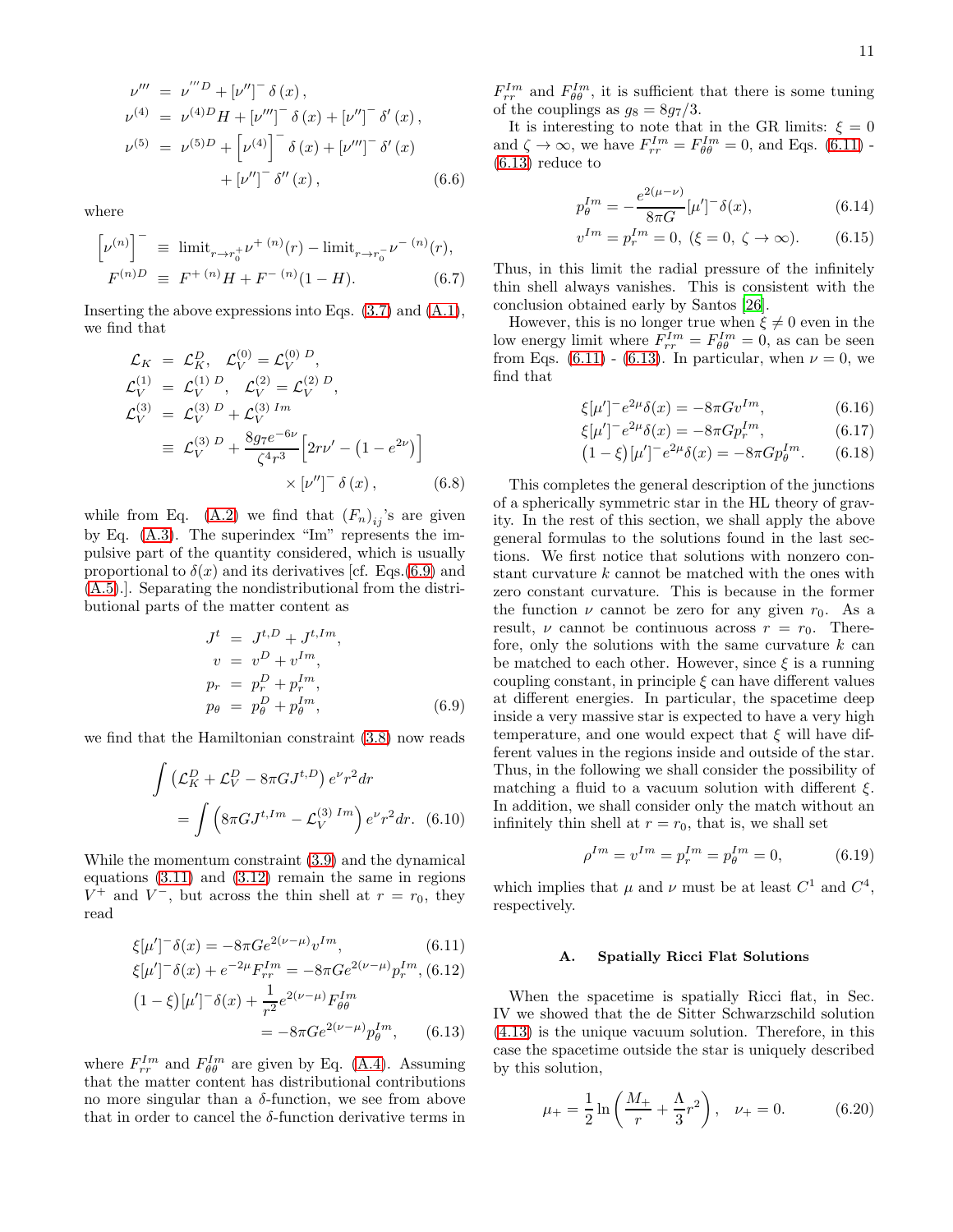$$
\begin{aligned}
\nu''' &= \nu'''^{D} + [\nu'']^{-}\,\delta(x)\,,\\
\nu^{(4)} &= \nu^{(4)D} H + [\nu''']^{-}\,\delta(x) + [\nu'']^{-}\,\delta'(x)\,,\\
\nu^{(5)} &= \nu^{(5)D} + \left[\nu^{(4)}\right]^{-}\delta(x) + [\nu''']^{-}\,\delta'(x)\\
&\quad + [\nu'']^{-}\,\delta''(x)\,,
\end{aligned}
\tag{6.6}
$$

where

$$
\begin{aligned}
\left[\nu^{(n)}\right]^{-} &\equiv \text{limit}_{r\to r_0^+}\nu^{+\,(n)}(r) - \text{limit}_{r\to r_0^-}\nu^{-\,(n)}(r),\\
F^{(n)D} &\equiv F^{+\,(n)}H + F^{-\,(n)}(1-H).
\end{aligned}
\tag{6.7}
$$

Inserting the above expressions into Eqs. (3.7) and (A.1), we find that

$$
\begin{aligned}
\mathcal{L}_K &= \mathcal{L}_K^D,\quad \mathcal{L}_V^{(0)} = \mathcal{L}_V^{(0)\,D},\\
\mathcal{L}_V^{(1)} &= \mathcal{L}_V^{(1)\,D},\quad \mathcal{L}_V^{(2)} = \mathcal{L}_V^{(2)\,D},\\
\mathcal{L}_V^{(3)} &= \mathcal{L}_V^{(3)\,D} + \mathcal{L}_V^{(3)\,Im}\\
&\equiv \mathcal{L}_V^{(3)\,D} + \frac{8g_7 e^{-6\nu}}{\zeta^4 r^3}\Big[2r\nu' - \left(1-e^{2\nu}\right)\Big]\\
&\quad \times [\nu'']^{-}\,\delta(x)\,,
\end{aligned}
\tag{6.8}
$$

while from Eq. (A.2) we find that $(F_n)_{ij}$'s are given by Eq. (A.3). The superindex "Im" represents the impulsive part of the quantity considered, which is usually proportional to $\delta(x)$ and its derivatives [cf. Eqs.(6.9) and (A.5).]. Separating the nondistributional from the distributional parts of the matter content as

$$
\begin{aligned}
J^t &= J^{t,D} + J^{t,Im},\\
v &= v^D + v^{Im},\\
p_r &= p_r^D + p_r^{Im},\\
p_\theta &= p_\theta^D + p_\theta^{Im},
\end{aligned}
\tag{6.9}
$$

we find that the Hamiltonian constraint (3.8) now reads

$$
\begin{aligned}
&\int \left(\mathcal{L}_K^D + \mathcal{L}_V^D - 8\pi G J^{t,D}\right) e^{\nu} r^2 dr\\
&\quad = \int \left(8\pi G J^{t,Im} - \mathcal{L}_V^{(3)\,Im}\right) e^{\nu} r^2 dr.
\end{aligned}
\tag{6.10}
$$

While the momentum constraint (3.9) and the dynamical equations (3.11) and (3.12) remain the same in regions $V^+$ and $V^-$, but across the thin shell at $r = r_0$, they read

$$
\xi[\mu']^{-}\delta(x) = -8\pi G e^{2(\nu-\mu)} v^{Im}, \tag{6.11}
$$

$$
\xi[\mu']^{-}\delta(x) + e^{-2\mu}F_{rr}^{Im} = -8\pi G e^{2(\nu-\mu)} p_r^{Im}, \tag{6.12}
$$

$$
\begin{aligned}
\left(1-\xi\right)[\mu']^{-}\delta(x) &+ \frac{1}{r^2}e^{2(\nu-\mu)}F_{\theta\theta}^{Im}\\
&= -8\pi G e^{2(\nu-\mu)} p_\theta^{Im},
\end{aligned}
\tag{6.13}
$$

where $F_{rr}^{Im}$ and $F_{\theta\theta}^{Im}$ are given by Eq. (A.4). Assuming that the matter content has distributional contributions no more singular than a $\delta$-function, we see from above that in order to cancel the $\delta$-function derivative terms in $F_{rr}^{Im}$ and $F_{\theta\theta}^{Im}$, it is sufficient that there is some tuning of the couplings as $g_8 = 8g_7/3$.

It is interesting to note that in the GR limits: $\xi = 0$ and $\zeta \to \infty$, we have $F_{rr}^{Im} = F_{\theta\theta}^{Im} = 0$, and Eqs. (6.11) - (6.13) reduce to

$$
p_\theta^{Im} = -\frac{e^{2(\mu-\nu)}}{8\pi G}[\mu']^{-}\delta(x), \tag{6.14}
$$

$$
v^{Im} = p_r^{Im} = 0,\ (\xi = 0,\ \zeta \to \infty). \tag{6.15}
$$

Thus, in this limit the radial pressure of the infinitely thin shell always vanishes. This is consistent with the conclusion obtained early by Santos [26].

However, this is no longer true when $\xi \neq 0$ even in the low energy limit where $F_{rr}^{Im} = F_{\theta\theta}^{Im} = 0$, as can be seen from Eqs. (6.11) - (6.13). In particular, when $\nu = 0$, we find that

$$
\xi[\mu']^{-}e^{2\mu}\delta(x) = -8\pi G v^{Im}, \tag{6.16}
$$

$$
\xi[\mu']^{-}e^{2\mu}\delta(x) = -8\pi G p_r^{Im}, \tag{6.17}
$$

$$
\left(1-\xi\right)[\mu']^{-}e^{2\mu}\delta(x) = -8\pi G p_\theta^{Im}. \tag{6.18}
$$

This completes the general description of the junctions of a spherically symmetric star in the HL theory of gravity. In the rest of this section, we shall apply the above general formulas to the solutions found in the last sections. We first notice that solutions with nonzero constant curvature $k$ cannot be matched with the ones with zero constant curvature. This is because in the former the function $\nu$ cannot be zero for any given $r_0$. As a result, $\nu$ cannot be continuous across $r = r_0$. Therefore, only the solutions with the same curvature $k$ can be matched to each other. However, since $\xi$ is a running coupling constant, in principle $\xi$ can have different values at different energies. In particular, the spacetime deep inside a very massive star is expected to have a very high temperature, and one would expect that $\xi$ will have different values in the regions inside and outside of the star. Thus, in the following we shall consider the possibility of matching a fluid to a vacuum solution with different $\xi$. In addition, we shall consider only the match without an infinitely thin shell at $r = r_0$, that is, we shall set

$$
\rho^{Im} = v^{Im} = p_r^{Im} = p_\theta^{Im} = 0, \tag{6.19}
$$

which implies that $\mu$ and $\nu$ must be at least $C^1$ and $C^4$, respectively.

### A. Spatially Ricci Flat Solutions

When the spacetime is spatially Ricci flat, in Sec. IV we showed that the de Sitter Schwarzschild solution (4.13) is the unique vacuum solution. Therefore, in this case the spacetime outside the star is uniquely described by this solution,

$$
\mu_+ = \frac{1}{2}\ln\left(\frac{M_+}{r} + \frac{\Lambda}{3}r^2\right),\quad \nu_+ = 0. \tag{6.20}
$$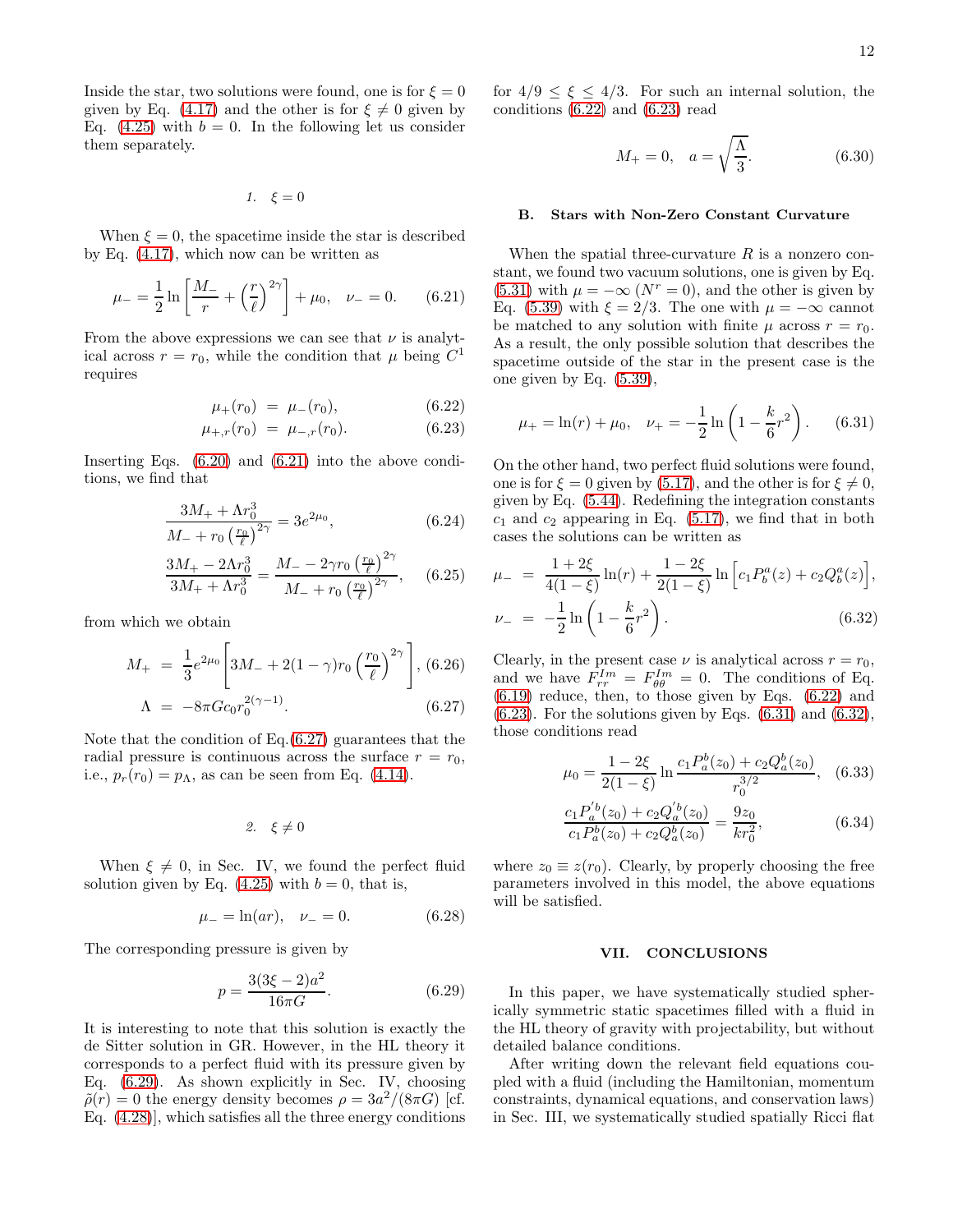Inside the star, two solutions were found, one is for $\xi = 0$ given by Eq. (4.17) and the other is for $\xi \neq 0$ given by Eq. (4.25) with $b = 0$. In the following let us consider them separately.

#### 1. $\xi = 0$

When $\xi = 0$, the spacetime inside the star is described by Eq. (4.17), which now can be written as

$$\mu_- = \frac{1}{2}\ln\left[\frac{M_-}{r} + \left(\frac{r}{\ell}\right)^{2\gamma}\right] + \mu_0, \quad \nu_- = 0. \tag{6.21}$$

From the above expressions we can see that $\nu$ is analytical across $r = r_0$, while the condition that $\mu$ being $C^1$ requires

$$\mu_+(r_0) = \mu_-(r_0), \tag{6.22}$$

$$\mu_{+,r}(r_0) = \mu_{-,r}(r_0). \tag{6.23}$$

Inserting Eqs. (6.20) and (6.21) into the above conditions, we find that

$$\frac{3M_+ + \Lambda r_0^3}{M_- + r_0\left(\frac{r_0}{\ell}\right)^{2\gamma}} = 3e^{2\mu_0}, \tag{6.24}$$

$$\frac{3M_+ - 2\Lambda r_0^3}{3M_+ + \Lambda r_0^3} = \frac{M_- - 2\gamma r_0\left(\frac{r_0}{\ell}\right)^{2\gamma}}{M_- + r_0\left(\frac{r_0}{\ell}\right)^{2\gamma}}, \tag{6.25}$$

from which we obtain

$$M_+ = \frac{1}{3}e^{2\mu_0}\left[3M_- + 2(1-\gamma)r_0\left(\frac{r_0}{\ell}\right)^{2\gamma}\right], \tag{6.26}$$

$$\Lambda = -8\pi G c_0 r_0^{2(\gamma-1)}. \tag{6.27}$$

Note that the condition of Eq.(6.27) guarantees that the radial pressure is continuous across the surface $r = r_0$, i.e., $p_r(r_0) = p_\Lambda$, as can be seen from Eq. (4.14).

#### 2. $\xi \neq 0$

When $\xi \neq 0$, in Sec. IV, we found the perfect fluid solution given by Eq. (4.25) with $b = 0$, that is,

$$\mu_- = \ln(ar), \quad \nu_- = 0. \tag{6.28}$$

The corresponding pressure is given by

$$p = \frac{3(3\xi - 2)a^2}{16\pi G}. \tag{6.29}$$

It is interesting to note that this solution is exactly the de Sitter solution in GR. However, in the HL theory it corresponds to a perfect fluid with its pressure given by Eq. (6.29). As shown explicitly in Sec. IV, choosing $\tilde{\rho}(r) = 0$ the energy density becomes $\rho = 3a^2/(8\pi G)$ [cf. Eq. (4.28)], which satisfies all the three energy conditions for $4/9 \leq \xi \leq 4/3$. For such an internal solution, the conditions (6.22) and (6.23) read

$$M_+ = 0, \quad a = \sqrt{\frac{\Lambda}{3}}. \tag{6.30}$$

### B. Stars with Non-Zero Constant Curvature

When the spatial three-curvature $R$ is a nonzero constant, we found two vacuum solutions, one is given by Eq. (5.31) with $\mu = -\infty$ ($N^r = 0$), and the other is given by Eq. (5.39) with $\xi = 2/3$. The one with $\mu = -\infty$ cannot be matched to any solution with finite $\mu$ across $r = r_0$. As a result, the only possible solution that describes the spacetime outside of the star in the present case is the one given by Eq. (5.39),

$$\mu_+ = \ln(r) + \mu_0, \quad \nu_+ = -\frac{1}{2}\ln\left(1 - \frac{k}{6}r^2\right). \tag{6.31}$$

On the other hand, two perfect fluid solutions were found, one is for $\xi = 0$ given by (5.17), and the other is for $\xi \neq 0$, given by Eq. (5.44). Redefining the integration constants $c_1$ and $c_2$ appearing in Eq. (5.17), we find that in both cases the solutions can be written as

$$\mu_- = \frac{1+2\xi}{4(1-\xi)}\ln(r) + \frac{1-2\xi}{2(1-\xi)}\ln\Big[c_1 P_b^a(z) + c_2 Q_b^a(z)\Big],$$

$$\nu_- = -\frac{1}{2}\ln\left(1 - \frac{k}{6}r^2\right). \tag{6.32}$$

Clearly, in the present case $\nu$ is analytical across $r = r_0$, and we have $F^{Im}_{rr} = F^{Im}_{\theta\theta} = 0$. The conditions of Eq. (6.19) reduce, then, to those given by Eqs. (6.22) and (6.23). For the solutions given by Eqs. (6.31) and (6.32), those conditions read

$$\mu_0 = \frac{1-2\xi}{2(1-\xi)}\ln\frac{c_1 P_a^b(z_0) + c_2 Q_a^b(z_0)}{r_0^{3/2}}, \tag{6.33}$$

$$\frac{c_1 P_a^{'b}(z_0) + c_2 Q_a^{'b}(z_0)}{c_1 P_a^b(z_0) + c_2 Q_a^b(z_0)} = \frac{9z_0}{kr_0^2}, \tag{6.34}$$

where $z_0 \equiv z(r_0)$. Clearly, by properly choosing the free parameters involved in this model, the above equations will be satisfied.

## VII. CONCLUSIONS

In this paper, we have systematically studied spherically symmetric static spacetimes filled with a fluid in the HL theory of gravity with projectability, but without detailed balance conditions.

After writing down the relevant field equations coupled with a fluid (including the Hamiltonian, momentum constraints, dynamical equations, and conservation laws) in Sec. III, we systematically studied spatially Ricci flat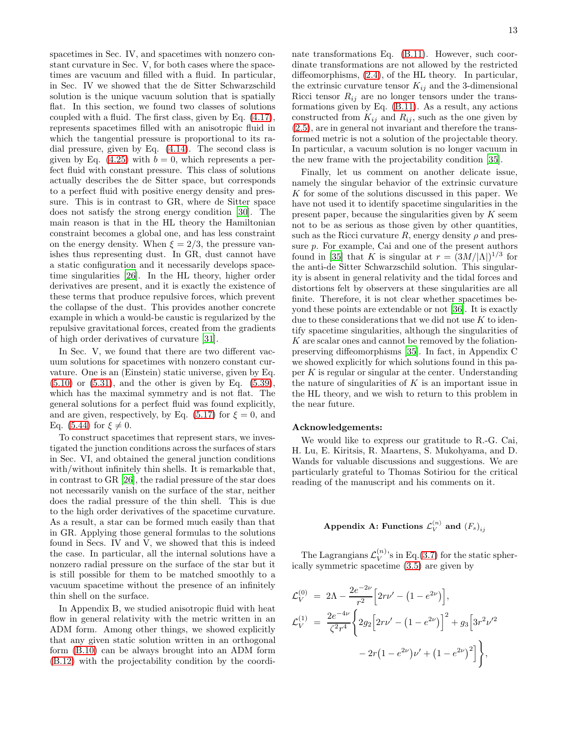spacetimes in Sec. IV, and spacetimes with nonzero constant curvature in Sec. V, for both cases where the spacetimes are vacuum and filled with a fluid. In particular, in Sec. IV we showed that the de Sitter Schwarzschild solution is the unique vacuum solution that is spatially flat. In this section, we found two classes of solutions coupled with a fluid. The first class, given by Eq. (4.17), represents spacetimes filled with an anisotropic fluid in which the tangential pressure is proportional to its radial pressure, given by Eq. (4.14). The second class is given by Eq. (4.25) with $b = 0$, which represents a perfect fluid with constant pressure. This class of solutions actually describes the de Sitter space, but corresponds to a perfect fluid with positive energy density and pressure. This is in contrast to GR, where de Sitter space does not satisfy the strong energy condition [30]. The main reason is that in the HL theory the Hamiltonian constraint becomes a global one, and has less constraint on the energy density. When $\xi = 2/3$, the pressure vanishes thus representing dust. In GR, dust cannot have a static configuration and it necessarily develops spacetime singularities [26]. In the HL theory, higher order derivatives are present, and it is exactly the existence of these terms that produce repulsive forces, which prevent the collapse of the dust. This provides another concrete example in which a would-be caustic is regularized by the repulsive gravitational forces, created from the gradients of high order derivatives of curvature [31].

In Sec. V, we found that there are two different vacuum solutions for spacetimes with nonzero constant curvature. One is an (Einstein) static universe, given by Eq. (5.10) or (5.31), and the other is given by Eq. (5.39), which has the maximal symmetry and is not flat. The general solutions for a perfect fluid was found explicitly, and are given, respectively, by Eq. (5.17) for $\xi = 0$, and Eq. (5.44) for $\xi \neq 0$.

To construct spacetimes that represent stars, we investigated the junction conditions across the surfaces of stars in Sec. VI, and obtained the general junction conditions with/without infinitely thin shells. It is remarkable that, in contrast to GR [26], the radial pressure of the star does not necessarily vanish on the surface of the star, neither does the radial pressure of the thin shell. This is due to the high order derivatives of the spacetime curvature. As a result, a star can be formed much easily than that in GR. Applying those general formulas to the solutions found in Secs. IV and V, we showed that this is indeed the case. In particular, all the internal solutions have a nonzero radial pressure on the surface of the star but it is still possible for them to be matched smoothly to a vacuum spacetime without the presence of an infinitely thin shell on the surface.

In Appendix B, we studied anisotropic fluid with heat flow in general relativity with the metric written in an ADM form. Among other things, we showed explicitly that any given static solution written in an orthogonal form (B.10) can be always brought into an ADM form (B.12) with the projectability condition by the coordinate transformations Eq. (B.11). However, such coordinate transformations are not allowed by the restricted diffeomorphisms, (2.4), of the HL theory. In particular, the extrinsic curvature tensor $K_{ij}$ and the 3-dimensional Ricci tensor $R_{ij}$ are no longer tensors under the transformations given by Eq. (B.11). As a result, any actions constructed from $K_{ij}$ and $R_{ij}$, such as the one given by (2.5), are in general not invariant and therefore the transformed metric is not a solution of the projectable theory. In particular, a vacuum solution is no longer vacuum in the new frame with the projectability condition [35].

Finally, let us comment on another delicate issue, namely the singular behavior of the extrinsic curvature $K$ for some of the solutions discussed in this paper. We have not used it to identify spacetime singularities in the present paper, because the singularities given by $K$ seem not to be as serious as those given by other quantities, such as the Ricci curvature $R$, energy density $\rho$ and pressure $p$. For example, Cai and one of the present authors found in [35] that $K$ is singular at $r = (3M/|\Lambda|)^{1/3}$ for the anti-de Sitter Schwarzschild solution. This singularity is absent in general relativity and the tidal forces and distortions felt by observers at these singularities are all finite. Therefore, it is not clear whether spacetimes beyond these points are extendable or not [36]. It is exactly due to these considerations that we did not use $K$ to identify spacetime singularities, although the singularities of $K$ are scalar ones and cannot be removed by the foliation-preserving diffeomorphisms [35]. In fact, in Appendix C we showed explicitly for which solutions found in this paper $K$ is regular or singular at the center. Understanding the nature of singularities of $K$ is an important issue in the HL theory, and we wish to return to this problem in the near future.

**Acknowledgements:**

We would like to express our gratitude to R.-G. Cai, H. Lu, E. Kiritsis, R. Maartens, S. Mukohyama, and D. Wands for valuable discussions and suggestions. We are particularly grateful to Thomas Sotiriou for the critical reading of the manuscript and his comments on it.

## Appendix A: Functions $\mathcal{L}_V^{(n)}$ and $(F_s)_{ij}$

The Lagrangians $\mathcal{L}_V^{(n)}$'s in Eq.(3.7) for the static spherically symmetric spacetime (3.5) are given by

$$
\begin{aligned}
\mathcal{L}_V^{(0)} &= 2\Lambda - \frac{2e^{-2\nu}}{r^2}\Big[2r\nu' - \big(1-e^{2\nu}\big)\Big],\\
\mathcal{L}_V^{(1)} &= \frac{2e^{-4\nu}}{\zeta^2 r^4}\Bigg\{2g_2\Big[2r\nu' - \big(1-e^{2\nu}\big)\Big]^2 + g_3\Big[3r^2\nu'^2 \\
&\qquad - 2r\big(1-e^{2\nu}\big)\nu' + \big(1-e^{2\nu}\big)^2\Big]\Bigg\},
\end{aligned}
$$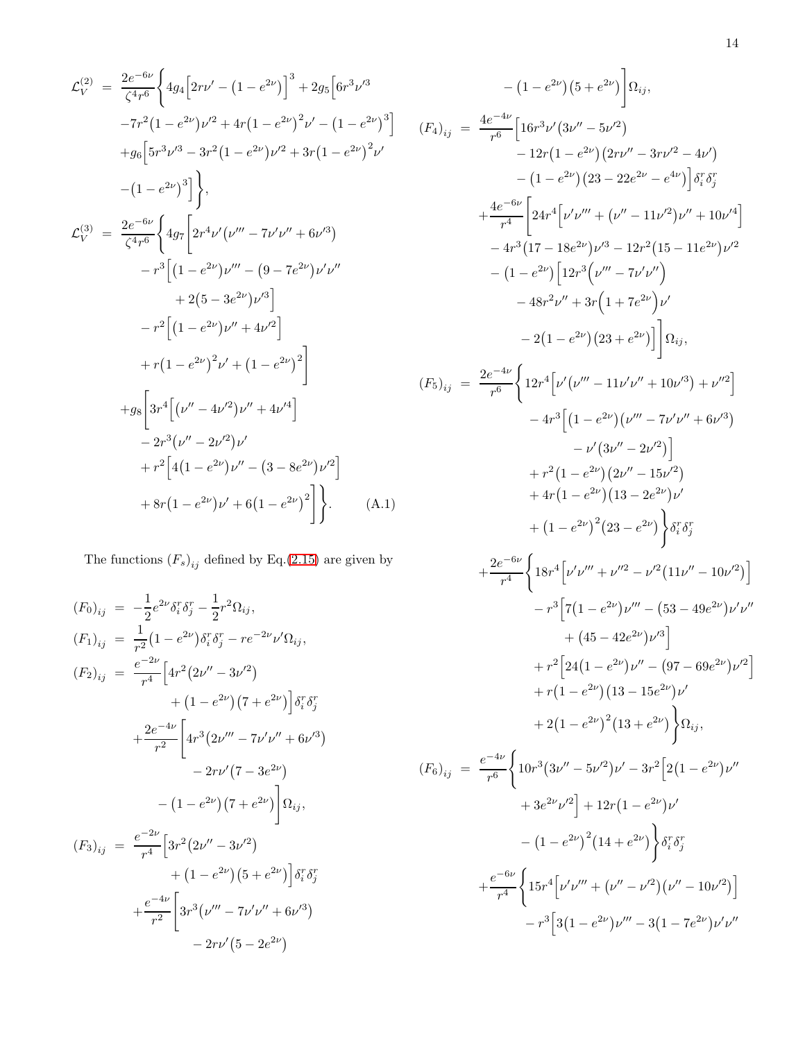$$
\begin{aligned}
\mathcal{L}_V^{(2)} &= \frac{2e^{-6\nu}}{\zeta^4 r^6}\Bigg\{4g_4\Big[2r\nu' - \big(1-e^{2\nu}\big)\Big]^3 + 2g_5\Big[6r^3\nu'^3 \\
&\quad -7r^2\big(1-e^{2\nu}\big)\nu'^2 + 4r\big(1-e^{2\nu}\big)^2\nu' - \big(1-e^{2\nu}\big)^3\Big] \\
&\quad +g_6\Big[5r^3\nu'^3 - 3r^2\big(1-e^{2\nu}\big)\nu'^2 + 3r\big(1-e^{2\nu}\big)^2\nu' \\
&\quad -\big(1-e^{2\nu}\big)^3\Big]\Bigg\}, \\
\mathcal{L}_V^{(3)} &= \frac{2e^{-6\nu}}{\zeta^4 r^6}\Bigg\{4g_7\Bigg[2r^4\nu'\big(\nu''' - 7\nu'\nu'' + 6\nu'^3\big) \\
&\quad - r^3\Big[\big(1-e^{2\nu}\big)\nu''' - \big(9-7e^{2\nu}\big)\nu'\nu'' \\
&\quad\quad + 2\big(5-3e^{2\nu}\big)\nu'^3\Big] \\
&\quad - r^2\Big[\big(1-e^{2\nu}\big)\nu'' + 4\nu'^2\Big] \\
&\quad + r\big(1-e^{2\nu}\big)^2\nu' + \big(1-e^{2\nu}\big)^2\Bigg] \\
&\quad +g_8\Bigg[3r^4\Big[\big(\nu''-4\nu'^2\big)\nu'' + 4\nu'^4\Big] \\
&\quad - 2r^3\big(\nu''-2\nu'^2\big)\nu' \\
&\quad + r^2\Big[4\big(1-e^{2\nu}\big)\nu'' - \big(3-8e^{2\nu}\big)\nu'^2\Big] \\
&\quad + 8r\big(1-e^{2\nu}\big)\nu' + 6\big(1-e^{2\nu}\big)^2\Bigg]\Bigg\}. \qquad \text{(A.1)}
\end{aligned}
$$

The functions $(F_s)_{ij}$ defined by Eq.(2.15) are given by

$$
\begin{aligned}
(F_0)_{ij} &= -\frac{1}{2}e^{2\nu}\delta_i^r\delta_j^r - \frac{1}{2}r^2\Omega_{ij}, \\
(F_1)_{ij} &= \frac{1}{r^2}\big(1-e^{2\nu}\big)\delta_i^r\delta_j^r - re^{-2\nu}\nu'\Omega_{ij}, \\
(F_2)_{ij} &= \frac{e^{-2\nu}}{r^4}\Big[4r^2\big(2\nu''-3\nu'^2\big) \\
&\quad + \big(1-e^{2\nu}\big)\big(7+e^{2\nu}\big)\Big]\delta_i^r\delta_j^r \\
&\quad +\frac{2e^{-4\nu}}{r^2}\Bigg[4r^3\big(2\nu'''-7\nu'\nu''+6\nu'^3\big) \\
&\quad - 2r\nu'\big(7-3e^{2\nu}\big) \\
&\quad - \big(1-e^{2\nu}\big)\big(7+e^{2\nu}\big)\Bigg]\Omega_{ij}, \\
(F_3)_{ij} &= \frac{e^{-2\nu}}{r^4}\Big[3r^2\big(2\nu''-3\nu'^2\big) \\
&\quad + \big(1-e^{2\nu}\big)\big(5+e^{2\nu}\big)\Big]\delta_i^r\delta_j^r \\
&\quad +\frac{e^{-4\nu}}{r^2}\Bigg[3r^3\big(\nu'''-7\nu'\nu''+6\nu'^3\big) \\
&\quad - 2r\nu'\big(5-2e^{2\nu}\big) \\
&\quad - \big(1-e^{2\nu}\big)\big(5+e^{2\nu}\big)\Bigg]\Omega_{ij}, \\
(F_4)_{ij} &= \frac{4e^{-4\nu}}{r^6}\Big[16r^3\nu'\big(3\nu''-5\nu'^2\big) \\
&\quad - 12r\big(1-e^{2\nu}\big)\big(2r\nu''-3r\nu'^2-4\nu'\big) \\
&\quad - \big(1-e^{2\nu}\big)\big(23-22e^{2\nu}-e^{4\nu}\big)\Big]\delta_i^r\delta_j^r \\
&\quad +\frac{4e^{-6\nu}}{r^4}\Bigg[24r^4\Big[\nu'\nu''' + \big(\nu''-11\nu'^2\big)\nu'' + 10\nu'^4\Big] \\
&\quad - 4r^3\big(17-18e^{2\nu}\big)\nu'^3 - 12r^2\big(15-11e^{2\nu}\big)\nu'^2 \\
&\quad - \big(1-e^{2\nu}\big)\Big[12r^3\Big(\nu'''-7\nu'\nu''\Big) \\
&\quad - 48r^2\nu'' + 3r\Big(1+7e^{2\nu}\Big)\nu' \\
&\quad - 2\big(1-e^{2\nu}\big)\big(23+e^{2\nu}\big)\Big]\Bigg]\Omega_{ij}, \\
(F_5)_{ij} &= \frac{2e^{-4\nu}}{r^6}\Bigg\{12r^4\Big[\nu'\big(\nu'''-11\nu'\nu''+10\nu'^3\big) + \nu''^2\Big] \\
&\quad - 4r^3\Big[\big(1-e^{2\nu}\big)\big(\nu'''-7\nu'\nu''+6\nu'^3\big) \\
&\quad - \nu'\big(3\nu''-2\nu'^2\big)\Big] \\
&\quad + r^2\big(1-e^{2\nu}\big)\big(2\nu''-15\nu'^2\big) \\
&\quad + 4r\big(1-e^{2\nu}\big)\big(13-2e^{2\nu}\big)\nu' \\
&\quad + \big(1-e^{2\nu}\big)^2\big(23-e^{2\nu}\big)\Bigg\}\delta_i^r\delta_j^r \\
&\quad +\frac{2e^{-6\nu}}{r^4}\Bigg\{18r^4\Big[\nu'\nu''' + \nu''^2 - \nu'^2\big(11\nu''-10\nu'^2\big)\Big] \\
&\quad - r^3\Big[7\big(1-e^{2\nu}\big)\nu''' - \big(53-49e^{2\nu}\big)\nu'\nu'' \\
&\quad + \big(45-42e^{2\nu}\big)\nu'^3\Big] \\
&\quad + r^2\Big[24\big(1-e^{2\nu}\big)\nu'' - \big(97-69e^{2\nu}\big)\nu'^2\Big] \\
&\quad + r\big(1-e^{2\nu}\big)\big(13-15e^{2\nu}\big)\nu' \\
&\quad + 2\big(1-e^{2\nu}\big)^2\big(13+e^{2\nu}\big)\Bigg\}\Omega_{ij}, \\
(F_6)_{ij} &= \frac{e^{-4\nu}}{r^6}\Bigg\{10r^3\big(3\nu''-5\nu'^2\big)\nu' - 3r^2\Big[2\big(1-e^{2\nu}\big)\nu'' \\
&\quad + 3e^{2\nu}\nu'^2\Big] + 12r\big(1-e^{2\nu}\big)\nu' \\
&\quad - \big(1-e^{2\nu}\big)^2\big(14+e^{2\nu}\big)\Bigg\}\delta_i^r\delta_j^r \\
&\quad +\frac{e^{-6\nu}}{r^4}\Bigg\{15r^4\Big[\nu'\nu''' + \big(\nu''-\nu'^2\big)\big(\nu''-10\nu'^2\big)\Big] \\
&\quad - r^3\Big[3\big(1-e^{2\nu}\big)\nu''' - 3\big(1-7e^{2\nu}\big)\nu'\nu''
\end{aligned}
$$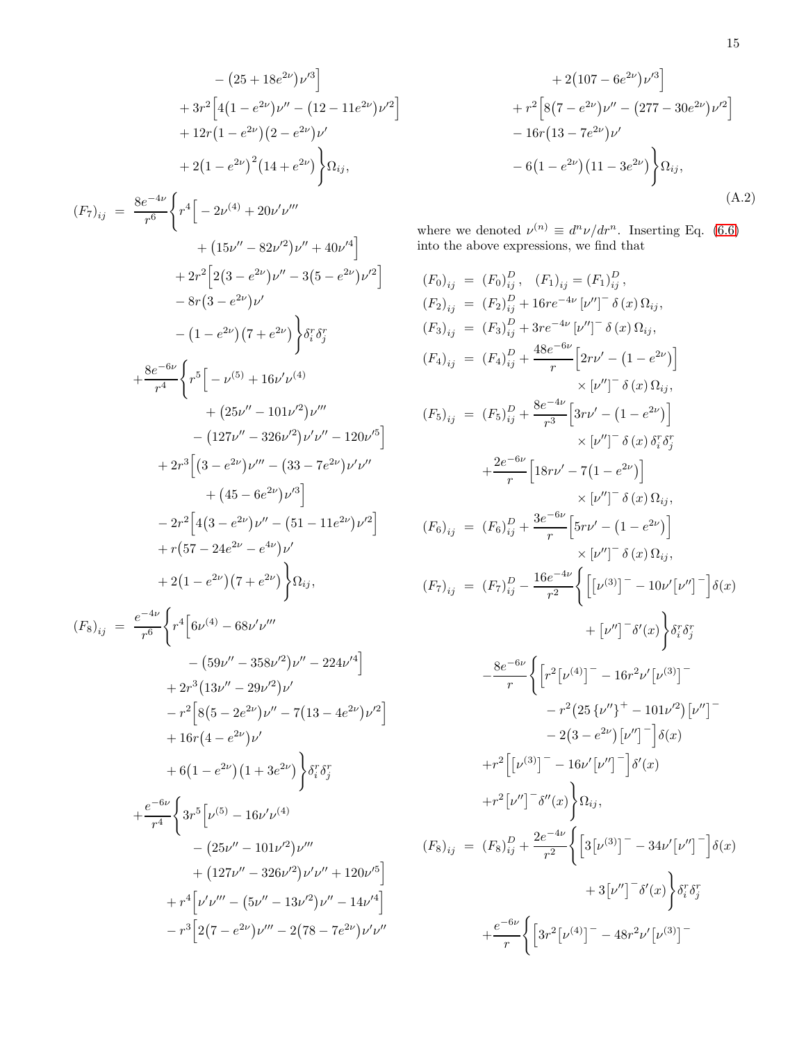$$
\begin{aligned}
&\quad - \left(25 + 18e^{2\nu}\right)\nu'^3\Big] \\
&\quad + 3r^2\Big[4\left(1 - e^{2\nu}\right)\nu'' - \left(12 - 11e^{2\nu}\right)\nu'^2\Big] \\
&\quad + 12r\left(1 - e^{2\nu}\right)\left(2 - e^{2\nu}\right)\nu' \\
&\quad + 2\left(1 - e^{2\nu}\right)^2\left(14 + e^{2\nu}\right)\Bigg\}\Omega_{ij},
\end{aligned}
$$

$$
\begin{aligned}
(F_7)_{ij} &= \frac{8e^{-4\nu}}{r^6}\Bigg\{r^4\Big[-2\nu^{(4)} + 20\nu'\nu''' \\
&\quad + \left(15\nu'' - 82\nu'^2\right)\nu'' + 40\nu'^4\Big] \\
&\quad + 2r^2\Big[2\left(3 - e^{2\nu}\right)\nu'' - 3\left(5 - e^{2\nu}\right)\nu'^2\Big] \\
&\quad - 8r\left(3 - e^{2\nu}\right)\nu' \\
&\quad - \left(1 - e^{2\nu}\right)\left(7 + e^{2\nu}\right)\Bigg\}\delta_i^r\delta_j^r \\
&\quad + \frac{8e^{-6\nu}}{r^4}\Bigg\{r^5\Big[-\nu^{(5)} + 16\nu'\nu^{(4)} \\
&\quad + \left(25\nu'' - 101\nu'^2\right)\nu''' \\
&\quad - \left(127\nu'' - 326\nu'^2\right)\nu'\nu'' - 120\nu'^5\Big] \\
&\quad + 2r^3\Big[\left(3 - e^{2\nu}\right)\nu''' - \left(33 - 7e^{2\nu}\right)\nu'\nu'' \\
&\quad + \left(45 - 6e^{2\nu}\right)\nu'^3\Big] \\
&\quad - 2r^2\Big[4\left(3 - e^{2\nu}\right)\nu'' - \left(51 - 11e^{2\nu}\right)\nu'^2\Big] \\
&\quad + r\left(57 - 24e^{2\nu} - e^{4\nu}\right)\nu' \\
&\quad + 2\left(1 - e^{2\nu}\right)\left(7 + e^{2\nu}\right)\Bigg\}\Omega_{ij},
\end{aligned}
$$

$$
\begin{aligned}
(F_8)_{ij} &= \frac{e^{-4\nu}}{r^6}\Bigg\{r^4\Big[6\nu^{(4)} - 68\nu'\nu''' \\
&\quad - \left(59\nu'' - 358\nu'^2\right)\nu'' - 224\nu'^4\Big] \\
&\quad + 2r^3\left(13\nu'' - 29\nu'^2\right)\nu' \\
&\quad - r^2\Big[8\left(5 - 2e^{2\nu}\right)\nu'' - 7\left(13 - 4e^{2\nu}\right)\nu'^2\Big] \\
&\quad + 16r\left(4 - e^{2\nu}\right)\nu' \\
&\quad + 6\left(1 - e^{2\nu}\right)\left(1 + 3e^{2\nu}\right)\Bigg\}\delta_i^r\delta_j^r \\
&\quad + \frac{e^{-6\nu}}{r^4}\Bigg\{3r^5\Big[\nu^{(5)} - 16\nu'\nu^{(4)} \\
&\quad - \left(25\nu'' - 101\nu'^2\right)\nu''' \\
&\quad + \left(127\nu'' - 326\nu'^2\right)\nu'\nu'' + 120\nu'^5\Big] \\
&\quad + r^4\Big[\nu'\nu''' - \left(5\nu'' - 13\nu'^2\right)\nu'' - 14\nu'^4\Big] \\
&\quad - r^3\Big[2\left(7 - e^{2\nu}\right)\nu''' - 2\left(78 - 7e^{2\nu}\right)\nu'\nu'' \\
&\quad + 2\left(107 - 6e^{2\nu}\right)\nu'^3\Big] \\
&\quad + r^2\Big[8\left(7 - e^{2\nu}\right)\nu'' - \left(277 - 30e^{2\nu}\right)\nu'^2\Big] \\
&\quad - 16r\left(13 - 7e^{2\nu}\right)\nu' \\
&\quad - 6\left(1 - e^{2\nu}\right)\left(11 - 3e^{2\nu}\right)\Bigg\}\Omega_{ij},
\end{aligned}
\tag{A.2}
$$

where we denoted $\nu^{(n)} \equiv d^n\nu/dr^n$. Inserting Eq. (6.6) into the above expressions, we find that

$$
\begin{aligned}
(F_0)_{ij} &= (F_0)_{ij}^D, \quad (F_1)_{ij} = (F_1)_{ij}^D, \\
(F_2)_{ij} &= (F_2)_{ij}^D + 16re^{-4\nu}\left[\nu''\right]^-\delta(x)\,\Omega_{ij}, \\
(F_3)_{ij} &= (F_3)_{ij}^D + 3re^{-4\nu}\left[\nu''\right]^-\delta(x)\,\Omega_{ij}, \\
(F_4)_{ij} &= (F_4)_{ij}^D + \frac{48e^{-6\nu}}{r}\Big[2r\nu' - \left(1 - e^{2\nu}\right)\Big] \\
&\quad \times \left[\nu''\right]^-\delta(x)\,\Omega_{ij}, \\
(F_5)_{ij} &= (F_5)_{ij}^D + \frac{8e^{-4\nu}}{r^3}\Big[3r\nu' - \left(1 - e^{2\nu}\right)\Big] \\
&\quad \times \left[\nu''\right]^-\delta(x)\,\delta_i^r\delta_j^r \\
&\quad + \frac{2e^{-6\nu}}{r}\Big[18r\nu' - 7\left(1 - e^{2\nu}\right)\Big] \\
&\quad \times \left[\nu''\right]^-\delta(x)\,\Omega_{ij}, \\
(F_6)_{ij} &= (F_6)_{ij}^D + \frac{3e^{-6\nu}}{r}\Big[5r\nu' - \left(1 - e^{2\nu}\right)\Big] \\
&\quad \times \left[\nu''\right]^-\delta(x)\,\Omega_{ij}, \\
(F_7)_{ij} &= (F_7)_{ij}^D - \frac{16e^{-4\nu}}{r^2}\Bigg\{\Big[\left[\nu^{(3)}\right]^- - 10\nu'\left[\nu''\right]^-\Big]\delta(x) \\
&\quad + \left[\nu''\right]^-\delta'(x)\Bigg\}\delta_i^r\delta_j^r \\
&\quad - \frac{8e^{-6\nu}}{r}\Bigg\{\Big[r^2\left[\nu^{(4)}\right]^- - 16r^2\nu'\left[\nu^{(3)}\right]^- \\
&\quad - r^2\left(25\left\{\nu''\right\}^+ - 101\nu'^2\right)\left[\nu''\right]^- \\
&\quad - 2\left(3 - e^{2\nu}\right)\left[\nu''\right]^-\Big]\delta(x) \\
&\quad + r^2\Big[\left[\nu^{(3)}\right]^- - 16\nu'\left[\nu''\right]^-\Big]\delta'(x) \\
&\quad + r^2\left[\nu''\right]^-\delta''(x)\Bigg\}\Omega_{ij}, \\
(F_8)_{ij} &= (F_8)_{ij}^D + \frac{2e^{-4\nu}}{r^2}\Bigg\{\Big[3\left[\nu^{(3)}\right]^- - 34\nu'\left[\nu''\right]^-\Big]\delta(x) \\
&\quad + 3\left[\nu''\right]^-\delta'(x)\Bigg\}\delta_i^r\delta_j^r \\
&\quad + \frac{e^{-6\nu}}{r}\Bigg\{\Big[3r^2\left[\nu^{(4)}\right]^- - 48r^2\nu'\left[\nu^{(3)}\right]^-
\end{aligned}
$$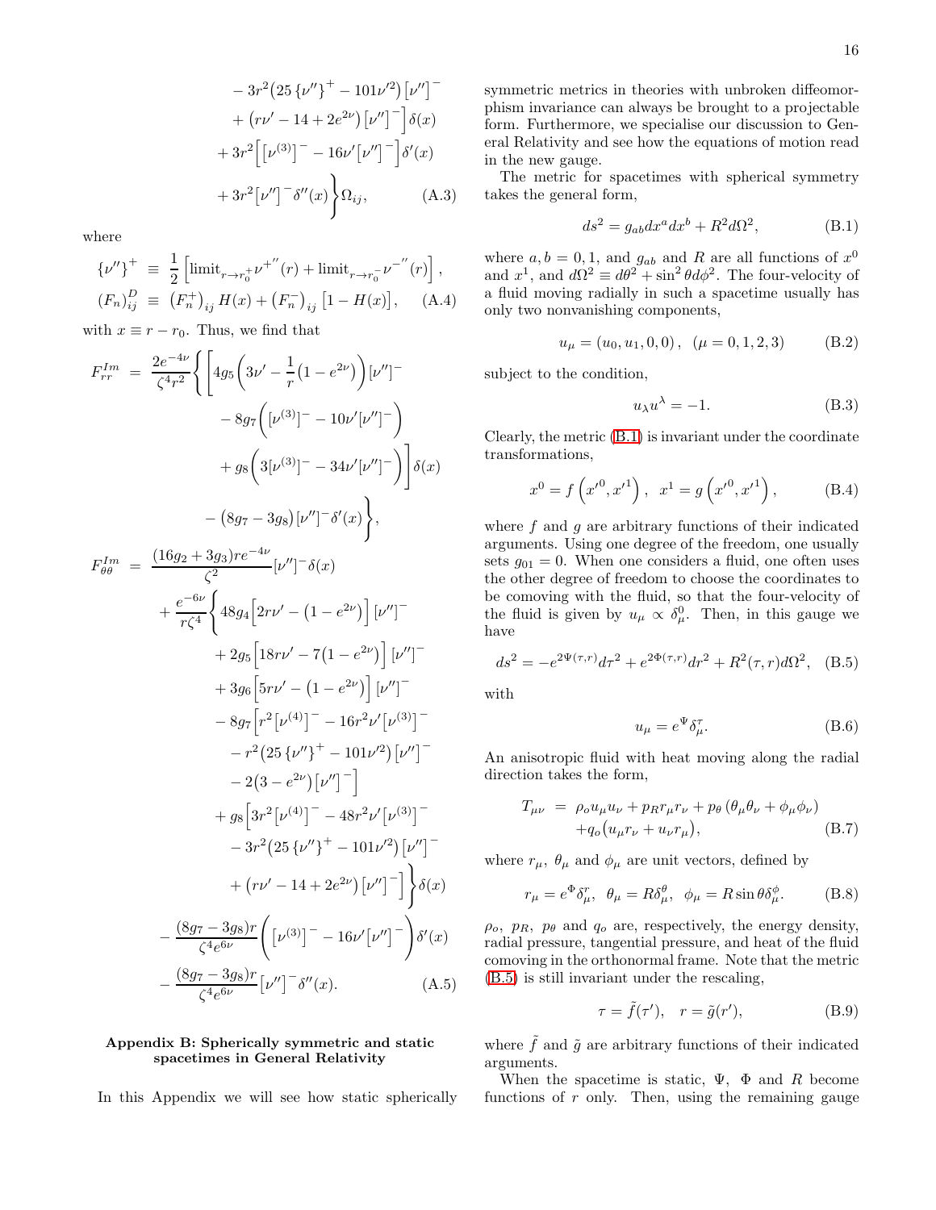$$
\begin{aligned}
& - 3r^2\big(25\left\{\nu''\right\}^+ - 101\nu'^2\big)\left[\nu''\right]^- \\
& + \big(r\nu' - 14 + 2e^{2\nu}\big)\left[\nu''\right]^-\Big]\delta(x) \\
& + 3r^2\Big[\left[\nu^{(3)}\right]^- - 16\nu'\left[\nu''\right]^-\Big]\delta'(x) \\
& + 3r^2\left[\nu''\right]^-\delta''(x)\Bigg\}\Omega_{ij}, \qquad \text{(A.3)}
\end{aligned}
$$

where

$$
\begin{aligned}
\left\{\nu''\right\}^+ &\equiv \frac{1}{2}\left[\text{limit}_{r\to r_0^+}\nu^{+''}(r) + \text{limit}_{r\to r_0^-}\nu^{-''}(r)\right], \\
\left(F_n\right)^D_{ij} &\equiv \left(F_n^+\right)_{ij}H(x) + \left(F_n^-\right)_{ij}\left[1 - H(x)\right], \qquad \text{(A.4)}
\end{aligned}
$$

with $x \equiv r - r_0$. Thus, we find that

$$
\begin{aligned}
F^{Im}_{rr} &= \frac{2e^{-4\nu}}{\zeta^4 r^2}\Bigg\{\Bigg[4g_5\bigg(3\nu' - \frac{1}{r}\big(1 - e^{2\nu}\big)\bigg)\left[\nu''\right]^- \\
&\quad - 8g_7\bigg(\left[\nu^{(3)}\right]^- - 10\nu'\left[\nu''\right]^-\bigg) \\
&\quad + g_8\bigg(3\left[\nu^{(3)}\right]^- - 34\nu'\left[\nu''\right]^-\bigg)\Bigg]\delta(x) \\
&\quad - \big(8g_7 - 3g_8\big)\left[\nu''\right]^-\delta'(x)\Bigg\}, \\
F^{Im}_{\theta\theta} &= \frac{(16g_2 + 3g_3)re^{-4\nu}}{\zeta^2}\left[\nu''\right]^-\delta(x) \\
&\quad + \frac{e^{-6\nu}}{r\zeta^4}\Bigg\{48g_4\Big[2r\nu' - \big(1 - e^{2\nu}\big)\Big]\left[\nu''\right]^- \\
&\quad + 2g_5\Big[18r\nu' - 7\big(1 - e^{2\nu}\big)\Big]\left[\nu''\right]^- \\
&\quad + 3g_6\Big[5r\nu' - \big(1 - e^{2\nu}\big)\Big]\left[\nu''\right]^- \\
&\quad - 8g_7\Big[r^2\left[\nu^{(4)}\right]^- - 16r^2\nu'\left[\nu^{(3)}\right]^- \\
&\quad - r^2\big(25\left\{\nu''\right\}^+ - 101\nu'^2\big)\left[\nu''\right]^- \\
&\quad - 2\big(3 - e^{2\nu}\big)\left[\nu''\right]^-\Big] \\
&\quad + g_8\Big[3r^2\left[\nu^{(4)}\right]^- - 48r^2\nu'\left[\nu^{(3)}\right]^- \\
&\quad - 3r^2\big(25\left\{\nu''\right\}^+ - 101\nu'^2\big)\left[\nu''\right]^- \\
&\quad + \big(r\nu' - 14 + 2e^{2\nu}\big)\left[\nu''\right]^-\Big]\Bigg\}\delta(x) \\
&\quad - \frac{(8g_7 - 3g_8)r}{\zeta^4 e^{6\nu}}\bigg(\left[\nu^{(3)}\right]^- - 16\nu'\left[\nu''\right]^-\bigg)\delta'(x) \\
&\quad - \frac{(8g_7 - 3g_8)r}{\zeta^4 e^{6\nu}}\left[\nu''\right]^-\delta''(x). \qquad \text{(A.5)}
\end{aligned}
$$

## Appendix B: Spherically symmetric and static spacetimes in General Relativity

In this Appendix we will see how static spherically symmetric metrics in theories with unbroken diffeomorphism invariance can always be brought to a projectable form. Furthermore, we specialise our discussion to General Relativity and see how the equations of motion read in the new gauge.

The metric for spacetimes with spherical symmetry takes the general form,

$$
ds^2 = g_{ab}dx^a dx^b + R^2 d\Omega^2, \qquad \text{(B.1)}
$$

where $a, b = 0, 1$, and $g_{ab}$ and $R$ are all functions of $x^0$ and $x^1$, and $d\Omega^2 \equiv d\theta^2 + \sin^2\theta d\phi^2$. The four-velocity of a fluid moving radially in such a spacetime usually has only two nonvanishing components,

$$
u_\mu = (u_0, u_1, 0, 0), \quad (\mu = 0, 1, 2, 3) \qquad \text{(B.2)}
$$

subject to the condition,

$$
u_\lambda u^\lambda = -1. \qquad \text{(B.3)}
$$

Clearly, the metric (B.1) is invariant under the coordinate transformations,

$$
x^0 = f\left(x'^0, x'^1\right), \quad x^1 = g\left(x'^0, x'^1\right), \qquad \text{(B.4)}
$$

where $f$ and $g$ are arbitrary functions of their indicated arguments. Using one degree of the freedom, one usually sets $g_{01} = 0$. When one considers a fluid, one often uses the other degree of freedom to choose the coordinates to be comoving with the fluid, so that the four-velocity of the fluid is given by $u_\mu \propto \delta^0_\mu$. Then, in this gauge we have

$$
ds^2 = -e^{2\Psi(\tau,r)}d\tau^2 + e^{2\Phi(\tau,r)}dr^2 + R^2(\tau,r)d\Omega^2, \qquad \text{(B.5)}
$$

with

$$
u_\mu = e^{\Psi}\delta^\tau_\mu. \qquad \text{(B.6)}
$$

An anisotropic fluid with heat moving along the radial direction takes the form,

$$
\begin{aligned}
T_{\mu\nu} &= \rho_o u_\mu u_\nu + p_R r_\mu r_\nu + p_\theta\left(\theta_\mu\theta_\nu + \phi_\mu\phi_\nu\right) \\
&\quad + q_o\left(u_\mu r_\nu + u_\nu r_\mu\right), \qquad \text{(B.7)}
\end{aligned}
$$

where $r_\mu$, $\theta_\mu$ and $\phi_\mu$ are unit vectors, defined by

$$
r_\mu = e^{\Phi}\delta^r_\mu, \quad \theta_\mu = R\delta^\theta_\mu, \quad \phi_\mu = R\sin\theta\delta^\phi_\mu. \qquad \text{(B.8)}
$$

$\rho_o$, $p_R$, $p_\theta$ and $q_o$ are, respectively, the energy density, radial pressure, tangential pressure, and heat of the fluid comoving in the orthonormal frame. Note that the metric (B.5) is still invariant under the rescaling,

$$
\tau = \tilde{f}(\tau'), \quad r = \tilde{g}(r'), \qquad \text{(B.9)}
$$

where $\tilde{f}$ and $\tilde{g}$ are arbitrary functions of their indicated arguments.

When the spacetime is static, $\Psi$, $\Phi$ and $R$ become functions of $r$ only. Then, using the remaining gauge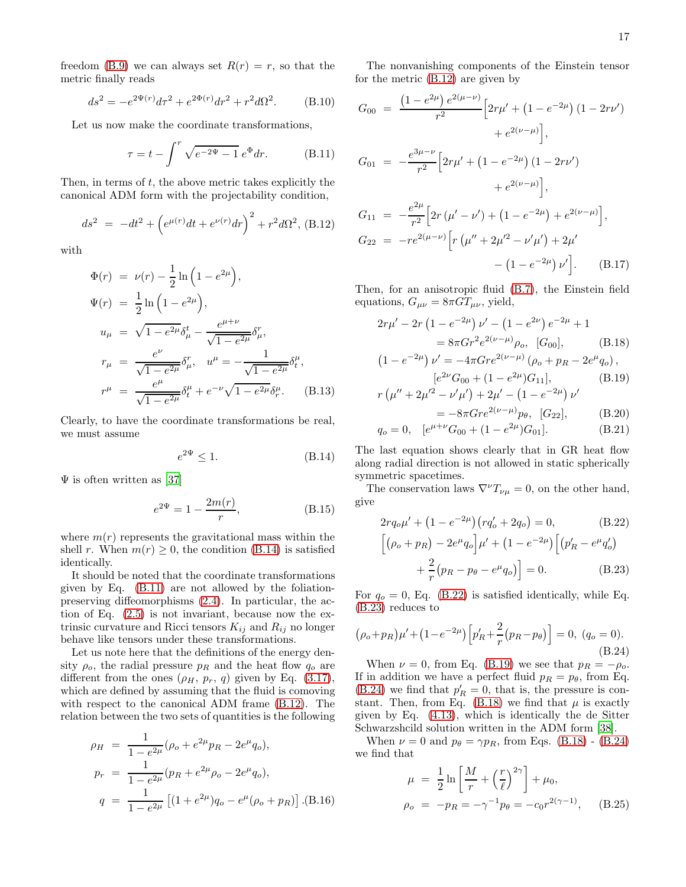freedom (B.9) we can always set $R(r) = r$, so that the metric finally reads

$$ds^2 = -e^{2\Psi(r)}d\tau^2 + e^{2\Phi(r)}dr^2 + r^2 d\Omega^2. \tag{B.10}$$

Let us now make the coordinate transformations,

$$\tau = t - \int^r \sqrt{e^{-2\Psi} - 1}\, e^{\Phi} dr. \tag{B.11}$$

Then, in terms of $t$, the above metric takes explicitly the canonical ADM form with the projectability condition,

$$ds^2 = -dt^2 + \left(e^{\mu(r)}dt + e^{\nu(r)}dr\right)^2 + r^2 d\Omega^2, \tag{B.12}$$

with

$$\begin{aligned}
\Phi(r) &= \nu(r) - \frac{1}{2}\ln\left(1 - e^{2\mu}\right),\\
\Psi(r) &= \frac{1}{2}\ln\left(1 - e^{2\mu}\right),\\
u_\mu &= \sqrt{1 - e^{2\mu}}\delta^t_\mu - \frac{e^{\mu+\nu}}{\sqrt{1 - e^{2\mu}}}\delta^r_\mu,\\
r_\mu &= \frac{e^{\nu}}{\sqrt{1 - e^{2\mu}}}\delta^r_\mu, \quad u^\mu = -\frac{1}{\sqrt{1 - e^{2\mu}}}\delta^\mu_t,\\
r^\mu &= \frac{e^{\mu}}{\sqrt{1 - e^{2\mu}}}\delta^\mu_t + e^{-\nu}\sqrt{1 - e^{2\mu}}\delta^\mu_r.
\end{aligned} \tag{B.13}$$

Clearly, to have the coordinate transformations be real, we must assume

$$e^{2\Psi} \leq 1. \tag{B.14}$$

$\Psi$ is often written as [37]

$$e^{2\Psi} = 1 - \frac{2m(r)}{r}, \tag{B.15}$$

where $m(r)$ represents the gravitational mass within the shell $r$. When $m(r) \geq 0$, the condition (B.14) is satisfied identically.

It should be noted that the coordinate transformations given by Eq. (B.11) are not allowed by the foliation-preserving diffeomorphisms (2.4). In particular, the action of Eq. (2.5) is not invariant, because now the extrinsic curvature and Ricci tensors $K_{ij}$ and $R_{ij}$ no longer behave like tensors under these transformations.

Let us note here that the definitions of the energy density $\rho_o$, the radial pressure $p_R$ and the heat flow $q_o$ are different from the ones ($\rho_H$, $p_r$, $q$) given by Eq. (3.17), which are defined by assuming that the fluid is comoving with respect to the canonical ADM frame (B.12). The relation between the two sets of quantities is the following

$$\begin{aligned}
\rho_H &= \frac{1}{1 - e^{2\mu}}\left(\rho_o + e^{2\mu}p_R - 2e^{\mu}q_o\right),\\
p_r &= \frac{1}{1 - e^{2\mu}}\left(p_R + e^{2\mu}\rho_o - 2e^{\mu}q_o\right),\\
q &= \frac{1}{1 - e^{2\mu}}\left[\left(1 + e^{2\mu}\right)q_o - e^{\mu}\left(\rho_o + p_R\right)\right].
\end{aligned} \tag{B.16}$$

The nonvanishing components of the Einstein tensor for the metric (B.12) are given by

$$\begin{aligned}
G_{00} &= \frac{\left(1 - e^{2\mu}\right)e^{2(\mu-\nu)}}{r^2}\Big[2r\mu' + \left(1 - e^{-2\mu}\right)\left(1 - 2r\nu'\right) + e^{2(\nu-\mu)}\Big],\\
G_{01} &= -\frac{e^{3\mu-\nu}}{r^2}\Big[2r\mu' + \left(1 - e^{-2\mu}\right)\left(1 - 2r\nu'\right) + e^{2(\nu-\mu)}\Big],\\
G_{11} &= -\frac{e^{2\mu}}{r^2}\Big[2r\left(\mu' - \nu'\right) + \left(1 - e^{-2\mu}\right) + e^{2(\nu-\mu)}\Big],\\
G_{22} &= -re^{2(\mu-\nu)}\Big[r\left(\mu'' + 2\mu'^2 - \nu'\mu'\right) + 2\mu' - \left(1 - e^{-2\mu}\right)\nu'\Big].
\end{aligned} \tag{B.17}$$

Then, for an anisotropic fluid (B.7), the Einstein field equations, $G_{\mu\nu} = 8\pi G T_{\mu\nu}$, yield,

$$2r\mu' - 2r\left(1 - e^{-2\mu}\right)\nu' - \left(1 - e^{2\nu}\right)e^{-2\mu} + 1 = 8\pi G r^2 e^{2(\nu-\mu)}\rho_o, \quad [G_{00}], \tag{B.18}$$

$$\left(1 - e^{-2\mu}\right)\nu' = -4\pi G r e^{2(\nu-\mu)}\left(\rho_o + p_R - 2e^{\mu}q_o\right), \quad [e^{2\nu}G_{00} + (1 - e^{2\mu})G_{11}], \tag{B.19}$$

$$r\left(\mu'' + 2\mu'^2 - \nu'\mu'\right) + 2\mu' - \left(1 - e^{-2\mu}\right)\nu' = -8\pi G r e^{2(\nu-\mu)}p_\theta, \quad [G_{22}], \tag{B.20}$$

$$q_o = 0, \quad [e^{\mu+\nu}G_{00} + (1 - e^{2\mu})G_{01}]. \tag{B.21}$$

The last equation shows clearly that in GR heat flow along radial direction is not allowed in static spherically symmetric spacetimes.

The conservation laws $\nabla^\nu T_{\nu\mu} = 0$, on the other hand, give

$$2rq_o\mu' + \left(1 - e^{-2\mu}\right)\left(rq_o' + 2q_o\right) = 0, \tag{B.22}$$

$$\Big[\left(\rho_o + p_R\right) - 2e^{\mu}q_o\Big]\mu' + \left(1 - e^{-2\mu}\right)\Big[\left(p_R' - e^{\mu}q_o'\right) + \frac{2}{r}\left(p_R - p_\theta - e^{\mu}q_o\right)\Big] = 0. \tag{B.23}$$

For $q_o = 0$, Eq. (B.22) is satisfied identically, while Eq. (B.23) reduces to

$$\left(\rho_o + p_R\right)\mu' + \left(1 - e^{-2\mu}\right)\Big[p_R' + \frac{2}{r}\left(p_R - p_\theta\right)\Big] = 0, \ (q_o = 0). \tag{B.24}$$

When $\nu = 0$, from Eq. (B.19) we see that $p_R = -\rho_o$. If in addition we have a perfect fluid $p_R = p_\theta$, from Eq. (B.24) we find that $p_R' = 0$, that is, the pressure is constant. Then, from Eq. (B.18) we find that $\mu$ is exactly given by Eq. (4.13), which is identically the de Sitter Schwarzshcild solution written in the ADM form [38].

When $\nu = 0$ and $p_\theta = \gamma p_R$, from Eqs. (B.18) - (B.24) we find that

$$\begin{aligned}
\mu &= \frac{1}{2}\ln\left[\frac{M}{r} + \left(\frac{r}{\ell}\right)^{2\gamma}\right] + \mu_0,\\
\rho_o &= -p_R = -\gamma^{-1}p_\theta = -c_0 r^{2(\gamma-1)},
\end{aligned} \tag{B.25}$$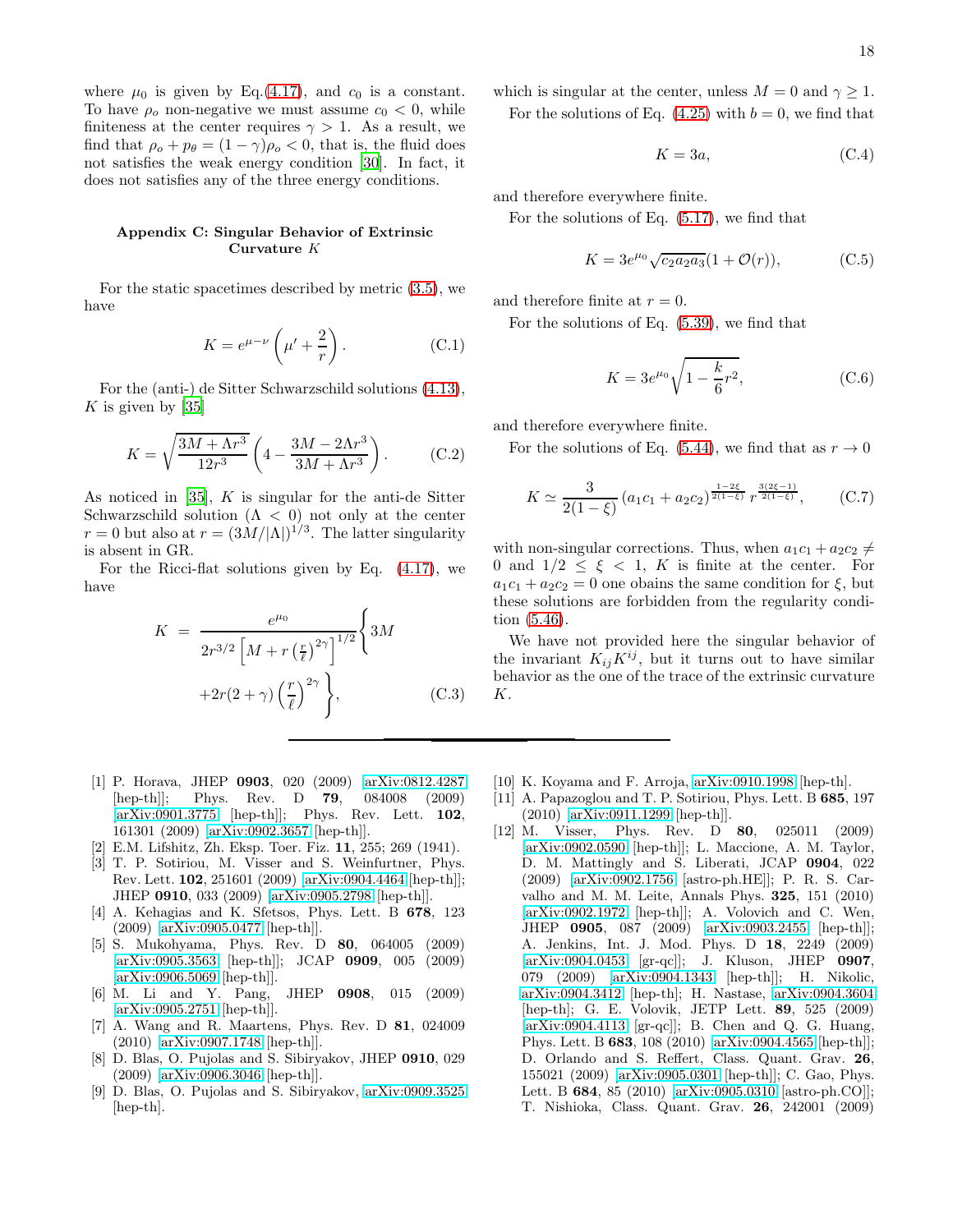where $\mu_0$ is given by Eq.(4.17), and $c_0$ is a constant. To have $\rho_o$ non-negative we must assume $c_0 < 0$, while finiteness at the center requires $\gamma > 1$. As a result, we find that $\rho_o + p_\theta = (1-\gamma)\rho_o < 0$, that is, the fluid does not satisfies the weak energy condition [30]. In fact, it does not satisfies any of the three energy conditions.

### Appendix C: Singular Behavior of Extrinsic Curvature $K$

For the static spacetimes described by metric (3.5), we have

$$K = e^{\mu-\nu}\left(\mu' + \frac{2}{r}\right). \tag{C.1}$$

For the (anti-) de Sitter Schwarzschild solutions (4.13), $K$ is given by [35]

$$K = \sqrt{\frac{3M + \Lambda r^3}{12 r^3}}\left(4 - \frac{3M - 2\Lambda r^3}{3M + \Lambda r^3}\right). \tag{C.2}$$

As noticed in [35], $K$ is singular for the anti-de Sitter Schwarzschild solution ($\Lambda < 0$) not only at the center $r = 0$ but also at $r = (3M/|\Lambda|)^{1/3}$. The latter singularity is absent in GR.

For the Ricci-flat solutions given by Eq. (4.17), we have

$$K = \frac{e^{\mu_0}}{2r^{3/2}\left[M + r\left(\frac{r}{\ell}\right)^{2\gamma}\right]^{1/2}}\Bigg\{3M + 2r(2+\gamma)\left(\frac{r}{\ell}\right)^{2\gamma}\Bigg\}, \tag{C.3}$$

which is singular at the center, unless $M = 0$ and $\gamma \geq 1$.

For the solutions of Eq. (4.25) with $b = 0$, we find that

$$K = 3a, \tag{C.4}$$

and therefore everywhere finite.

For the solutions of Eq. (5.17), we find that

$$K = 3e^{\mu_0}\sqrt{c_2 a_2 a_3}\left(1 + \mathcal{O}(r)\right), \tag{C.5}$$

and therefore finite at $r = 0$.

For the solutions of Eq. (5.39), we find that

$$K = 3e^{\mu_0}\sqrt{1 - \frac{k}{6}r^2}, \tag{C.6}$$

and therefore everywhere finite.

For the solutions of Eq. (5.44), we find that as $r \to 0$

$$K \simeq \frac{3}{2(1-\xi)}\left(a_1 c_1 + a_2 c_2\right)^{\frac{1-2\xi}{2(1-\xi)}} r^{\frac{3(2\xi-1)}{2(1-\xi)}}, \tag{C.7}$$

with non-singular corrections. Thus, when $a_1 c_1 + a_2 c_2 \neq 0$ and $1/2 \leq \xi < 1$, $K$ is finite at the center. For $a_1 c_1 + a_2 c_2 = 0$ one obains the same condition for $\xi$, but these solutions are forbidden from the regularity condition (5.46).

We have not provided here the singular behavior of the invariant $K_{ij}K^{ij}$, but it turns out to have similar behavior as the one of the trace of the extrinsic curvature $K$.

---

[1] P. Horava, JHEP **0903**, 020 (2009) arXiv:0812.4287 [hep-th]; Phys. Rev. D **79**, 084008 (2009) arXiv:0901.3775 [hep-th]; Phys. Rev. Lett. **102**, 161301 (2009) arXiv:0902.3657 [hep-th].

[2] E.M. Lifshitz, Zh. Eksp. Toer. Fiz. **11**, 255; 269 (1941).

[3] T. P. Sotiriou, M. Visser and S. Weinfurtner, Phys. Rev. Lett. **102**, 251601 (2009) arXiv:0904.4464[hep-th]; JHEP **0910**, 033 (2009) arXiv:0905.2798 [hep-th]].

[4] A. Kehagias and K. Sfetsos, Phys. Lett. B **678**, 123 (2009) arXiv:0905.0477 [hep-th]].

[5] S. Mukohyama, Phys. Rev. D **80**, 064005 (2009) arXiv:0905.3563 [hep-th]; JCAP **0909**, 005 (2009) arXiv:0906.5069 [hep-th]].

[6] M. Li and Y. Pang, JHEP **0908**, 015 (2009) arXiv:0905.2751 [hep-th]].

[7] A. Wang and R. Maartens, Phys. Rev. D **81**, 024009 (2010) arXiv:0907.1748 [hep-th]].

[8] D. Blas, O. Pujolas and S. Sibiryakov, JHEP **0910**, 029 (2009) arXiv:0906.3046 [hep-th]].

[9] D. Blas, O. Pujolas and S. Sibiryakov, arXiv:0909.3525 [hep-th].

[10] K. Koyama and F. Arroja, arXiv:0910.1998 [hep-th].

[11] A. Papazoglou and T. P. Sotiriou, Phys. Lett. B **685**, 197 (2010) arXiv:0911.1299 [hep-th]].

[12] M. Visser, Phys. Rev. D **80**, 025011 (2009) arXiv:0902.0590 [hep-th]; L. Maccione, A. M. Taylor, D. M. Mattingly and S. Liberati, JCAP **0904**, 022 (2009) arXiv:0902.1756 [astro-ph.HE]]; P. R. S. Carvalho and M. M. Leite, Annals Phys. **325**, 151 (2010) arXiv:0902.1972 [hep-th]; A. Volovich and C. Wen, JHEP **0905**, 087 (2009) arXiv:0903.2455 [hep-th]; A. Jenkins, Int. J. Mod. Phys. D **18**, 2249 (2009) arXiv:0904.0453 [gr-qc]]; J. Kluson, JHEP **0907**, 079 (2009) arXiv:0904.1343 [hep-th]; H. Nikolic, arXiv:0904.3412 [hep-th]; H. Nastase, arXiv:0904.3604 [hep-th]; G. E. Volovik, JETP Lett. **89**, 525 (2009) arXiv:0904.4113 [gr-qc]]; B. Chen and Q. G. Huang, Phys. Lett. B **683**, 108 (2010) arXiv:0904.4565 [hep-th]]; D. Orlando and S. Reffert, Class. Quant. Grav. **26**, 155021 (2009) arXiv:0905.0301 [hep-th]; C. Gao, Phys. Lett. B **684**, 85 (2010) arXiv:0905.0310 [astro-ph.CO]]; T. Nishioka, Class. Quant. Grav. **26**, 242001 (2009)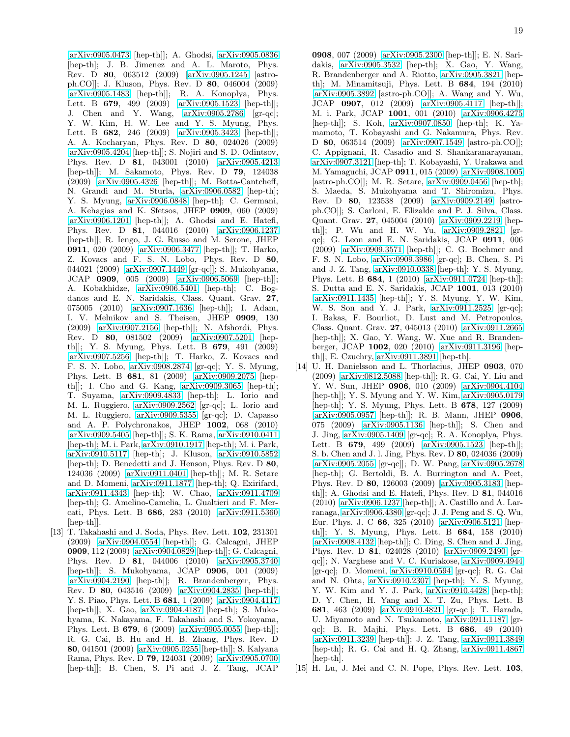arXiv:0905.0473 [hep-th]]; A. Ghodsi, arXiv:0905.0836 [hep-th]; J. B. Jimenez and A. L. Maroto, Phys. Rev. D **80**, 063512 (2009) [arXiv:0905.1245 [astro-ph.CO]]; J. Kluson, Phys. Rev. D **80**, 046004 (2009) [arXiv:0905.1483 [hep-th]]; R. A. Konoplya, Phys. Lett. B **679**, 499 (2009) [arXiv:0905.1523 [hep-th]]; J. Chen and Y. Wang, arXiv:0905.2786 [gr-qc]; Y. W. Kim, H. W. Lee and Y. S. Myung, Phys. Lett. B **682**, 246 (2009) [arXiv:0905.3423 [hep-th]]; A. A. Kocharyan, Phys. Rev. D **80**, 024026 (2009) [arXiv:0905.4204 [hep-th]]; S. Nojiri and S. D. Odintsov, Phys. Rev. D **81**, 043001 (2010) [arXiv:0905.4213 [hep-th]]; M. Sakamoto, Phys. Rev. D **79**, 124038 (2009) [arXiv:0905.4326 [hep-th]]; M. Botta-Cantcheff, N. Grandi and M. Sturla, arXiv:0906.0582 [hep-th]; Y. S. Myung, arXiv:0906.0848 [hep-th]; C. Germani, A. Kehagias and K. Sfetsos, JHEP **0909**, 060 (2009) [arXiv:0906.1201 [hep-th]]; A. Ghodsi and E. Hatefi, Phys. Rev. D **81**, 044016 (2010) [arXiv:0906.1237 [hep-th]]; R. Iengo, J. G. Russo and M. Serone, JHEP **0911**, 020 (2009) [arXiv:0906.3477 [hep-th]]; T. Harko, Z. Kovacs and F. S. N. Lobo, Phys. Rev. D **80**, 044021 (2009) [arXiv:0907.1449 [gr-qc]]; S. Mukohyama, JCAP **0909**, 005 (2009) [arXiv:0906.5069 [hep-th]]; A. Kobakhidze, arXiv:0906.5401 [hep-th]; C. Bogdanos and E. N. Saridakis, Class. Quant. Grav. **27**, 075005 (2010) [arXiv:0907.1636 [hep-th]]; I. Adam, I. V. Melnikov and S. Theisen, JHEP **0909**, 130 (2009) [arXiv:0907.2156 [hep-th]]; N. Afshordi, Phys. Rev. D **80**, 081502 (2009) [arXiv:0907.5201 [hep-th]]; Y. S. Myung, Phys. Lett. B **679**, 491 (2009) [arXiv:0907.5256 [hep-th]]; T. Harko, Z. Kovacs and F. S. N. Lobo, arXiv:0908.2874 [gr-qc]; Y. S. Myung, Phys. Lett. B **681**, 81 (2009) [arXiv:0909.2075 [hep-th]]; I. Cho and G. Kang, arXiv:0909.3065 [hep-th]; T. Suyama, arXiv:0909.4833 [hep-th]; L. Iorio and M. L. Ruggiero, arXiv:0909.2562 [gr-qc]; L. Iorio and M. L. Ruggiero, arXiv:0909.5355 [gr-qc]; D. Capasso and A. P. Polychronakos, JHEP **1002**, 068 (2010) [arXiv:0909.5405 [hep-th]]; S. K. Rama, arXiv:0910.0411 [hep-th]; M. i. Park, arXiv:0910.1917 [hep-th]; M. i. Park, arXiv:0910.5117 [hep-th]; J. Kluson, arXiv:0910.5852 [hep-th]; D. Benedetti and J. Henson, Phys. Rev. D **80**, 124036 (2009) [arXiv:0911.0401 [hep-th]]; M. R. Setare and D. Momeni, arXiv:0911.1877 [hep-th]; Q. Exirifard, arXiv:0911.4343 [hep-th]; W. Chao, arXiv:0911.4709 [hep-th]; G. Amelino-Camelia, L. Gualtieri and F. Mercati, Phys. Lett. B **686**, 283 (2010) [arXiv:0911.5360 [hep-th]].

[13] T. Takahashi and J. Soda, Phys. Rev. Lett. **102**, 231301 (2009) [arXiv:0904.0554 [hep-th]]; G. Calcagni, JHEP **0909**, 112 (2009) [arXiv:0904.0829 [hep-th]]; G. Calcagni, Phys. Rev. D **81**, 044006 (2010) [arXiv:0905.3740 [hep-th]]; S. Mukohyama, JCAP **0906**, 001 (2009) [arXiv:0904.2190 [hep-th]]; R. Brandenberger, Phys. Rev. D **80**, 043516 (2009) [arXiv:0904.2835 [hep-th]]; Y. S. Piao, Phys. Lett. B **681**, 1 (2009) [arXiv:0904.4117 [hep-th]]; X. Gao, arXiv:0904.4187 [hep-th]; S. Mukohyama, K. Nakayama, F. Takahashi and S. Yokoyama, Phys. Lett. B **679**, 6 (2009) [arXiv:0905.0055 [hep-th]]; R. G. Cai, B. Hu and H. B. Zhang, Phys. Rev. D **80**, 041501 (2009) [arXiv:0905.0255 [hep-th]]; S. Kalyana Rama, Phys. Rev. D **79**, 124031 (2009) [arXiv:0905.0700 [hep-th]]; B. Chen, S. Pi and J. Z. Tang, JCAP **0908**, 007 (2009) [arXiv:0905.2300 [hep-th]]; E. N. Saridakis, arXiv:0905.3532 [hep-th]; X. Gao, Y. Wang, R. Brandenberger and A. Riotto, arXiv:0905.3821 [hep-th]; M. Minamitsuji, Phys. Lett. B **684**, 194 (2010) [arXiv:0905.3892 [astro-ph.CO]]; A. Wang and Y. Wu, JCAP **0907**, 012 (2009) [arXiv:0905.4117 [hep-th]]; M. i. Park, JCAP **1001**, 001 (2010) [arXiv:0906.4275 [hep-th]]; S. Koh, arXiv:0907.0850 [hep-th]; K. Yamamoto, T. Kobayashi and G. Nakamura, Phys. Rev. D **80**, 063514 (2009) [arXiv:0907.1549 [astro-ph.CO]]; C. Appignani, R. Casadio and S. Shankaranarayanan, arXiv:0907.3121 [hep-th]; T. Kobayashi, Y. Urakawa and M. Yamaguchi, JCAP **0911**, 015 (2009) [arXiv:0908.1005 [astro-ph.CO]]; M. R. Setare, arXiv:0909.0456 [hep-th]; S. Maeda, S. Mukohyama and T. Shiromizu, Phys. Rev. D **80**, 123538 (2009) [arXiv:0909.2149 [astro-ph.CO]]; S. Carloni, E. Elizalde and P. J. Silva, Class. Quant. Grav. **27**, 045004 (2010) [arXiv:0909.2219 [hep-th]]; P. Wu and H. W. Yu, arXiv:0909.2821 [gr-qc]; G. Leon and E. N. Saridakis, JCAP **0911**, 006 (2009) [arXiv:0909.3571 [hep-th]]; C. G. Boehmer and F. S. N. Lobo, arXiv:0909.3986 [gr-qc]; B. Chen, S. Pi and J. Z. Tang, arXiv:0910.0338 [hep-th]; Y. S. Myung, Phys. Lett. B **684**, 1 (2010) [arXiv:0911.0724 [hep-th]]; S. Dutta and E. N. Saridakis, JCAP **1001**, 013 (2010) [arXiv:0911.1435 [hep-th]]; Y. S. Myung, Y. W. Kim, W. S. Son and Y. J. Park, arXiv:0911.2525 [gr-qc]; I. Bakas, F. Bourliot, D. Lust and M. Petropoulos, Class. Quant. Grav. **27**, 045013 (2010) [arXiv:0911.2665 [hep-th]]; X. Gao, Y. Wang, W. Xue and R. Brandenberger, JCAP **1002**, 020 (2010) [arXiv:0911.3196 [hep-th]]; E. Czuchry, arXiv:0911.3891 [hep-th].

[14] U. H. Danielsson and L. Thorlacius, JHEP **0903**, 070 (2009) [arXiv:0812.5088 [hep-th]]; R. G. Cai, Y. Liu and Y. W. Sun, JHEP **0906**, 010 (2009) [arXiv:0904.4104 [hep-th]]; Y. S. Myung and Y. W. Kim, arXiv:0905.0179 [hep-th]; Y. S. Myung, Phys. Lett. B **678**, 127 (2009) [arXiv:0905.0957 [hep-th]]; R. B. Mann, JHEP **0906**, 075 (2009) [arXiv:0905.1136 [hep-th]]; S. Chen and J. Jing, arXiv:0905.1409 [gr-qc]; R. A. Konoplya, Phys. Lett. B **679**, 499 (2009) [arXiv:0905.1523 [hep-th]]; S. b. Chen and J. l. Jing, Phys. Rev. D **80**, 024036 (2009) [arXiv:0905.2055 [gr-qc]]; D. W. Pang, arXiv:0905.2678 [hep-th]; G. Bertoldi, B. A. Burrington and A. Peet, Phys. Rev. D **80**, 126003 (2009) [arXiv:0905.3183 [hep-th]]; A. Ghodsi and E. Hatefi, Phys. Rev. D **81**, 044016 (2010) [arXiv:0906.1237 [hep-th]]; A. Castillo and A. Larranaga, arXiv:0906.4380 [gr-qc]; J. J. Peng and S. Q. Wu, Eur. Phys. J. C **66**, 325 (2010) [arXiv:0906.5121 [hep-th]]; Y. S. Myung, Phys. Lett. B **684**, 158 (2010) [arXiv:0908.4132 [hep-th]]; C. Ding, S. Chen and J. Jing, Phys. Rev. D **81**, 024028 (2010) [arXiv:0909.2490 [gr-qc]]; N. Varghese and V. C. Kuriakose, arXiv:0909.4944 [gr-qc]; D. Momeni, arXiv:0910.0594 [gr-qc]; R. G. Cai and N. Ohta, arXiv:0910.2307 [hep-th]; Y. S. Myung, Y. W. Kim and Y. J. Park, arXiv:0910.4428 [hep-th]; D. Y. Chen, H. Yang and X. T. Zu, Phys. Lett. B **681**, 463 (2009) [arXiv:0910.4821 [gr-qc]]; T. Harada, U. Miyamoto and N. Tsukamoto, arXiv:0911.1187 [gr-qc]; B. R. Majhi, Phys. Lett. B **686**, 49 (2010) [arXiv:0911.3239 [hep-th]]; J. Z. Tang, arXiv:0911.3849 [hep-th]; R. G. Cai and H. Q. Zhang, arXiv:0911.4867 [hep-th].

[15] H. Lu, J. Mei and C. N. Pope, Phys. Rev. Lett. **103**,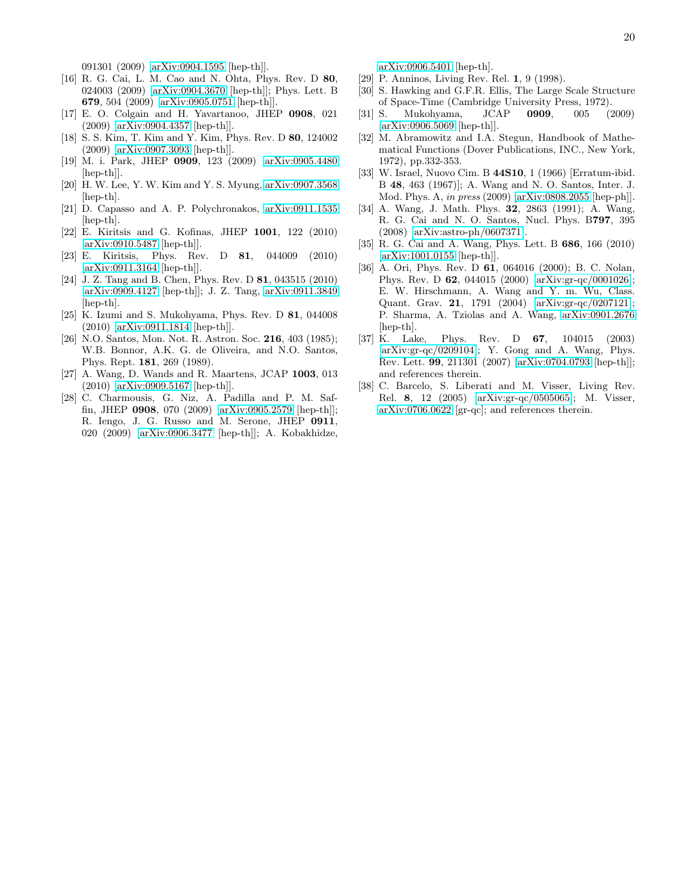091301 (2009) [arXiv:0904.1595 [hep-th]].

[16] R. G. Cai, L. M. Cao and N. Ohta, Phys. Rev. D **80**, 024003 (2009) [arXiv:0904.3670 [hep-th]]; Phys. Lett. B **679**, 504 (2009) [arXiv:0905.0751 [hep-th]].

[17] E. O. Colgain and H. Yavartanoo, JHEP **0908**, 021 (2009) [arXiv:0904.4357 [hep-th]].

[18] S. S. Kim, T. Kim and Y. Kim, Phys. Rev. D **80**, 124002 (2009) [arXiv:0907.3093 [hep-th]].

[19] M. i. Park, JHEP **0909**, 123 (2009) [arXiv:0905.4480 [hep-th]].

[20] H. W. Lee, Y. W. Kim and Y. S. Myung, arXiv:0907.3568 [hep-th].

[21] D. Capasso and A. P. Polychronakos, arXiv:0911.1535 [hep-th].

[22] E. Kiritsis and G. Kofinas, JHEP **1001**, 122 (2010) [arXiv:0910.5487 [hep-th]].

[23] E. Kiritsis, Phys. Rev. D **81**, 044009 (2010) [arXiv:0911.3164 [hep-th]].

[24] J. Z. Tang and B. Chen, Phys. Rev. D **81**, 043515 (2010) [arXiv:0909.4127 [hep-th]]; J. Z. Tang, arXiv:0911.3849 [hep-th].

[25] K. Izumi and S. Mukohyama, Phys. Rev. D **81**, 044008 (2010) [arXiv:0911.1814 [hep-th]].

[26] N.O. Santos, Mon. Not. R. Astron. Soc. **216**, 403 (1985); W.B. Bonnor, A.K. G. de Oliveira, and N.O. Santos, Phys. Rept. **181**, 269 (1989).

[27] A. Wang, D. Wands and R. Maartens, JCAP **1003**, 013 (2010) [arXiv:0909.5167 [hep-th]].

[28] C. Charmousis, G. Niz, A. Padilla and P. M. Saffin, JHEP **0908**, 070 (2009) [arXiv:0905.2579 [hep-th]]; R. Iengo, J. G. Russo and M. Serone, JHEP **0911**, 020 (2009) [arXiv:0906.3477 [hep-th]]; A. Kobakhidze, arXiv:0906.5401 [hep-th].

[29] P. Anninos, Living Rev. Rel. **1**, 9 (1998).

[30] S. Hawking and G.F.R. Ellis, The Large Scale Structure of Space-Time (Cambridge University Press, 1972).

[31] S. Mukohyama, JCAP **0909**, 005 (2009) [arXiv:0906.5069 [hep-th]].

[32] M. Abramowitz and I.A. Stegun, Handbook of Mathematical Functions (Dover Publications, INC., New York, 1972), pp.332-353.

[33] W. Israel, Nuovo Cim. B **44S10**, 1 (1966) [Erratum-ibid. B **48**, 463 (1967)]; A. Wang and N. O. Santos, Inter. J. Mod. Phys. A, *in press* (2009) [arXiv:0808.2055 [hep-ph]].

[34] A. Wang, J. Math. Phys. **32**, 2863 (1991); A. Wang, R. G. Cai and N. O. Santos, Nucl. Phys. B**797**, 395 (2008) [arXiv:astro-ph/0607371].

[35] R. G. Cai and A. Wang, Phys. Lett. B **686**, 166 (2010) [arXiv:1001.0155 [hep-th]].

[36] A. Ori, Phys. Rev. D **61**, 064016 (2000); B. C. Nolan, Phys. Rev. D **62**, 044015 (2000) [arXiv:gr-qc/0001026]; E. W. Hirschmann, A. Wang and Y. m. Wu, Class. Quant. Grav. **21**, 1791 (2004) [arXiv:gr-qc/0207121]; P. Sharma, A. Tziolas and A. Wang, arXiv:0901.2676 [hep-th].

[37] K. Lake, Phys. Rev. D **67**, 104015 (2003) [arXiv:gr-qc/0209104]; Y. Gong and A. Wang, Phys. Rev. Lett. **99**, 211301 (2007) [arXiv:0704.0793 [hep-th]]; and references therein.

[38] C. Barcelo, S. Liberati and M. Visser, Living Rev. Rel. **8**, 12 (2005) [arXiv:gr-qc/0505065]; M. Visser, arXiv:0706.0622 [gr-qc]; and references therein.